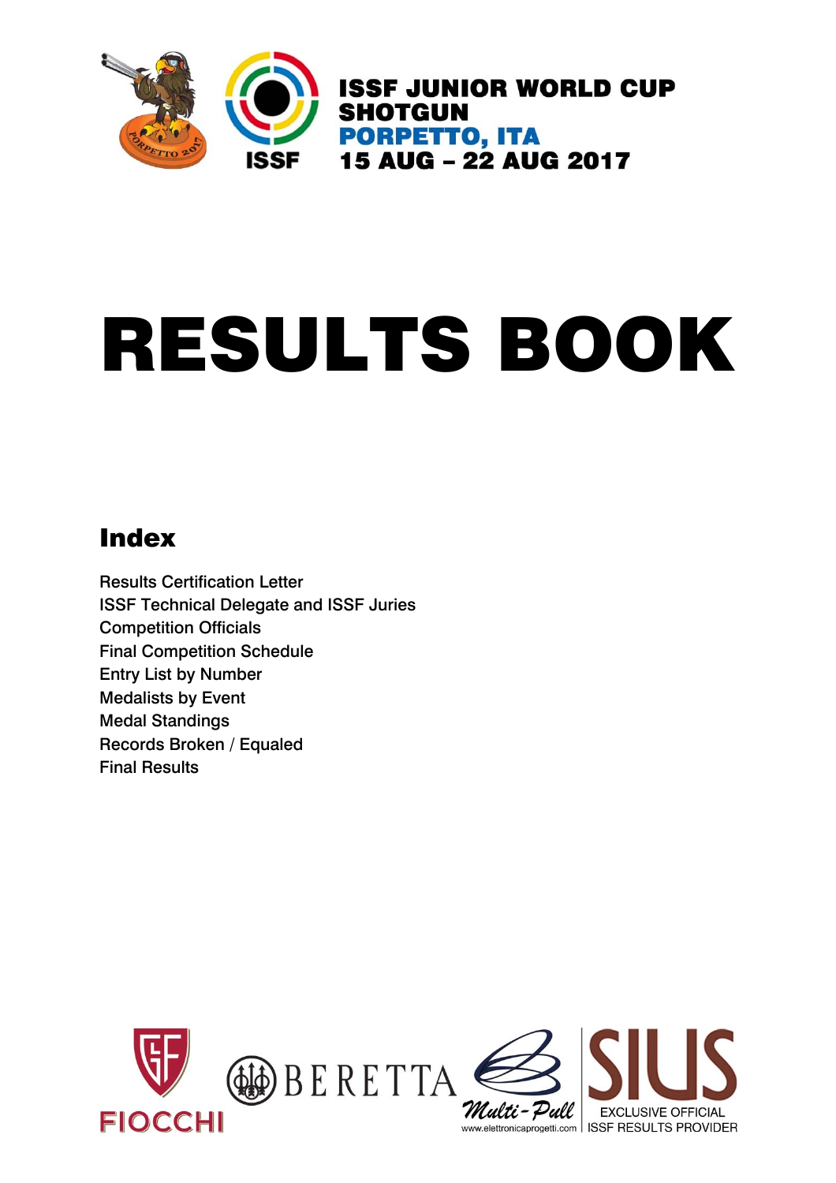# ISSF JUNIOR WORLD CUP SHOTGUN

## PORPETTO, ITA

## 15 AUG – 22 AUG 2017

# RESULTS BOOK

## Index

Results Certification Letter
ISSF Technical Delegate and ISSF Juries
Competition Officials
Final Competition Schedule
Entry List by Number
Medalists by Event
Medal Standings
Records Broken / Equaled
Final Results

FIOCCHI BERETTA Multi-Pull www.elettronicaprogetti.com SIUS EXCLUSIVE OFFICIAL ISSF RESULTS PROVIDER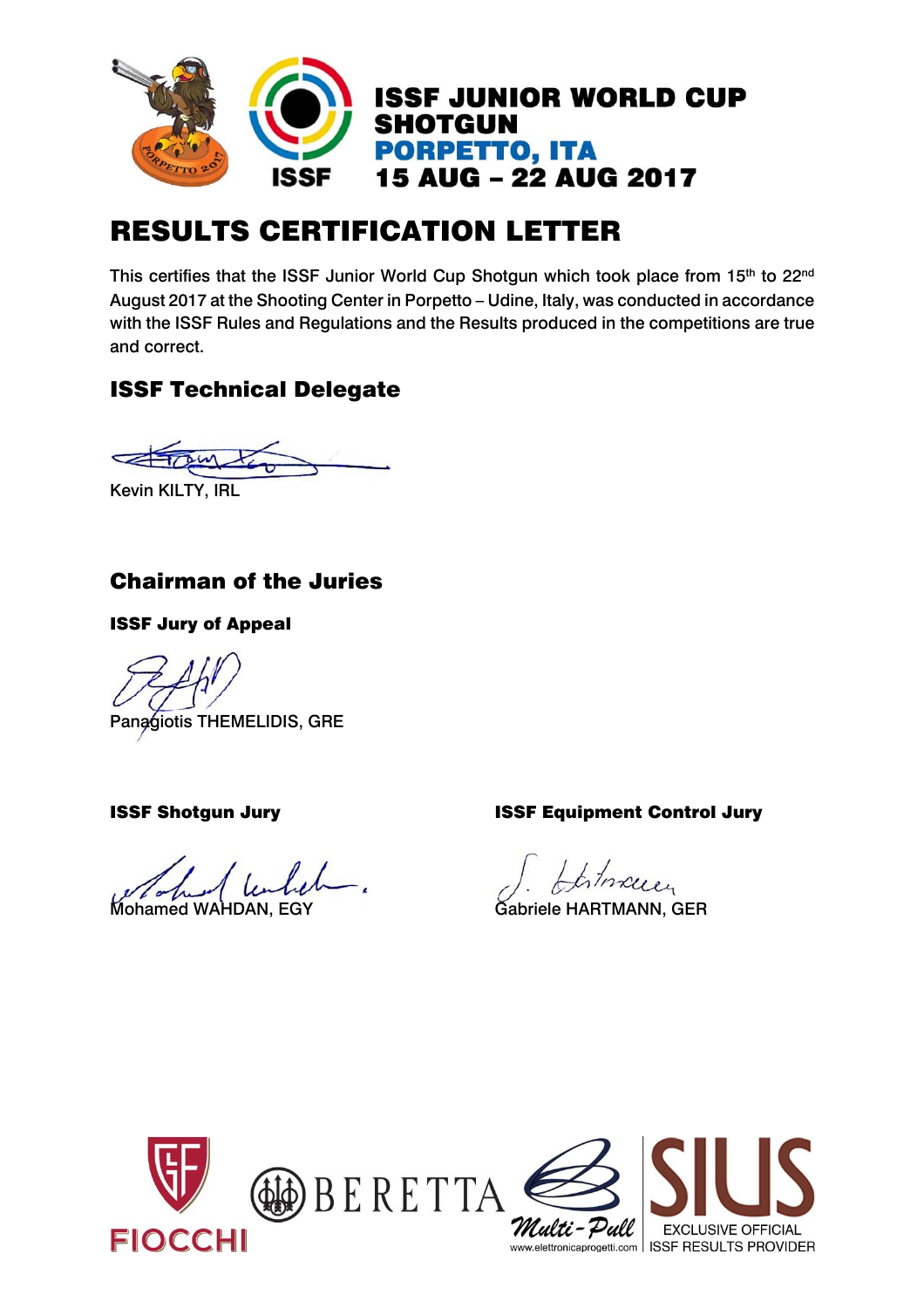# ISSF JUNIOR WORLD CUP SHOTGUN

## PORPETTO, ITA

## 15 AUG – 22 AUG 2017

# RESULTS CERTIFICATION LETTER

This certifies that the ISSF Junior World Cup Shotgun which took place from 15th to 22nd August 2017 at the Shooting Center in Porpetto – Udine, Italy, was conducted in accordance with the ISSF Rules and Regulations and the Results produced in the competitions are true and correct.

## ISSF Technical Delegate

Kevin KILTY, IRL

## Chairman of the Juries

**ISSF Jury of Appeal**

Panagiotis THEMELIDIS, GRE

**ISSF Shotgun Jury**

Mohamed WAHDAN, EGY

**ISSF Equipment Control Jury**

Gabriele HARTMANN, GER

FIOCCHI BERETTA Multi-Pull www.elettronicaprogetti.com SIUS EXCLUSIVE OFFICIAL ISSF RESULTS PROVIDER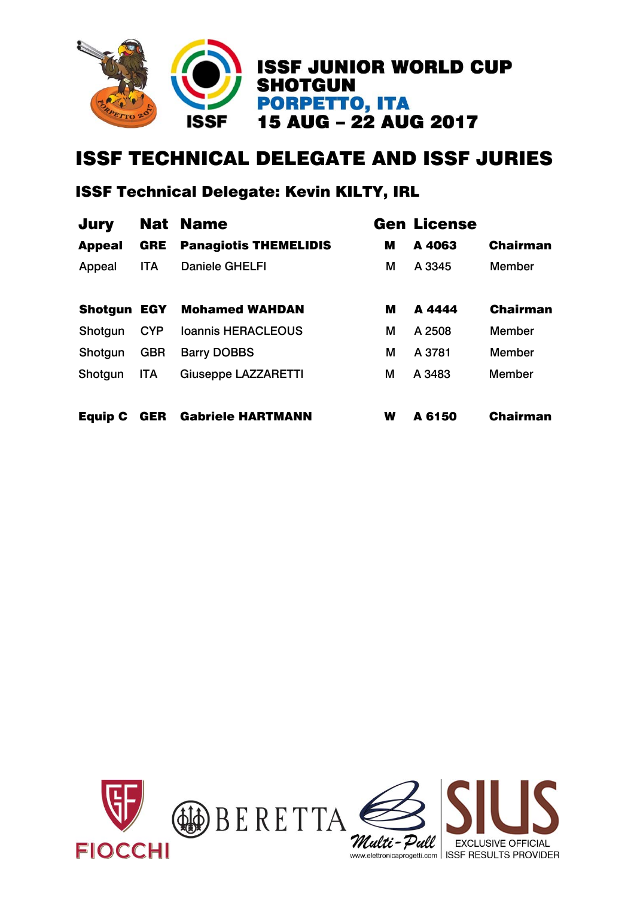# ISSF JUNIOR WORLD CUP SHOTGUN
## PORPETTO, ITA
## 15 AUG – 22 AUG 2017

# ISSF TECHNICAL DELEGATE AND ISSF JURIES

### ISSF Technical Delegate: Kevin KILTY, IRL

| Jury | Nat | Name | Gen | License | |
|---|---|---|---|---|---|
| **Appeal** | **GRE** | **Panagiotis THEMELIDIS** | **M** | **A 4063** | **Chairman** |
| Appeal | ITA | Daniele GHELFI | M | A 3345 | Member |
| **Shotgun** | **EGY** | **Mohamed WAHDAN** | **M** | **A 4444** | **Chairman** |
| Shotgun | CYP | Ioannis HERACLEOUS | M | A 2508 | Member |
| Shotgun | GBR | Barry DOBBS | M | A 3781 | Member |
| Shotgun | ITA | Giuseppe LAZZARETTI | M | A 3483 | Member |
| **Equip C** | **GER** | **Gabriele HARTMANN** | **W** | **A 6150** | **Chairman** |

FIOCCHI BERETTA Multi-Pull www.elettronicaprogetti.com SIUS EXCLUSIVE OFFICIAL ISSF RESULTS PROVIDER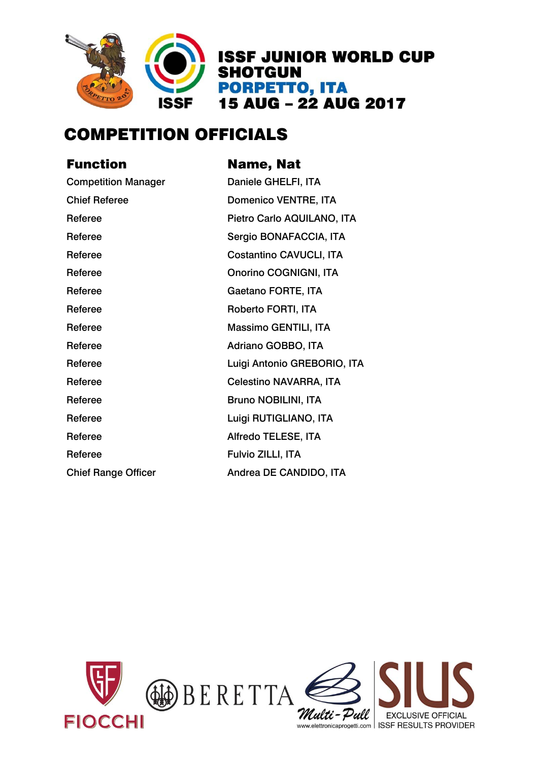# ISSF JUNIOR WORLD CUP SHOTGUN

## PORPETTO, ITA

## 15 AUG – 22 AUG 2017

## COMPETITION OFFICIALS

| Function | Name, Nat |
|---|---|
| Competition Manager | Daniele GHELFI, ITA |
| Chief Referee | Domenico VENTRE, ITA |
| Referee | Pietro Carlo AQUILANO, ITA |
| Referee | Sergio BONAFACCIA, ITA |
| Referee | Costantino CAVUCLI, ITA |
| Referee | Onorino COGNIGNI, ITA |
| Referee | Gaetano FORTE, ITA |
| Referee | Roberto FORTI, ITA |
| Referee | Massimo GENTILI, ITA |
| Referee | Adriano GOBBO, ITA |
| Referee | Luigi Antonio GREBORIO, ITA |
| Referee | Celestino NAVARRA, ITA |
| Referee | Bruno NOBILINI, ITA |
| Referee | Luigi RUTIGLIANO, ITA |
| Referee | Alfredo TELESE, ITA |
| Referee | Fulvio ZILLI, ITA |
| Chief Range Officer | Andrea DE CANDIDO, ITA |

FIOCCHI BERETTA Multi-Pull www.elettronicaprogetti.com SIUS EXCLUSIVE OFFICIAL ISSF RESULTS PROVIDER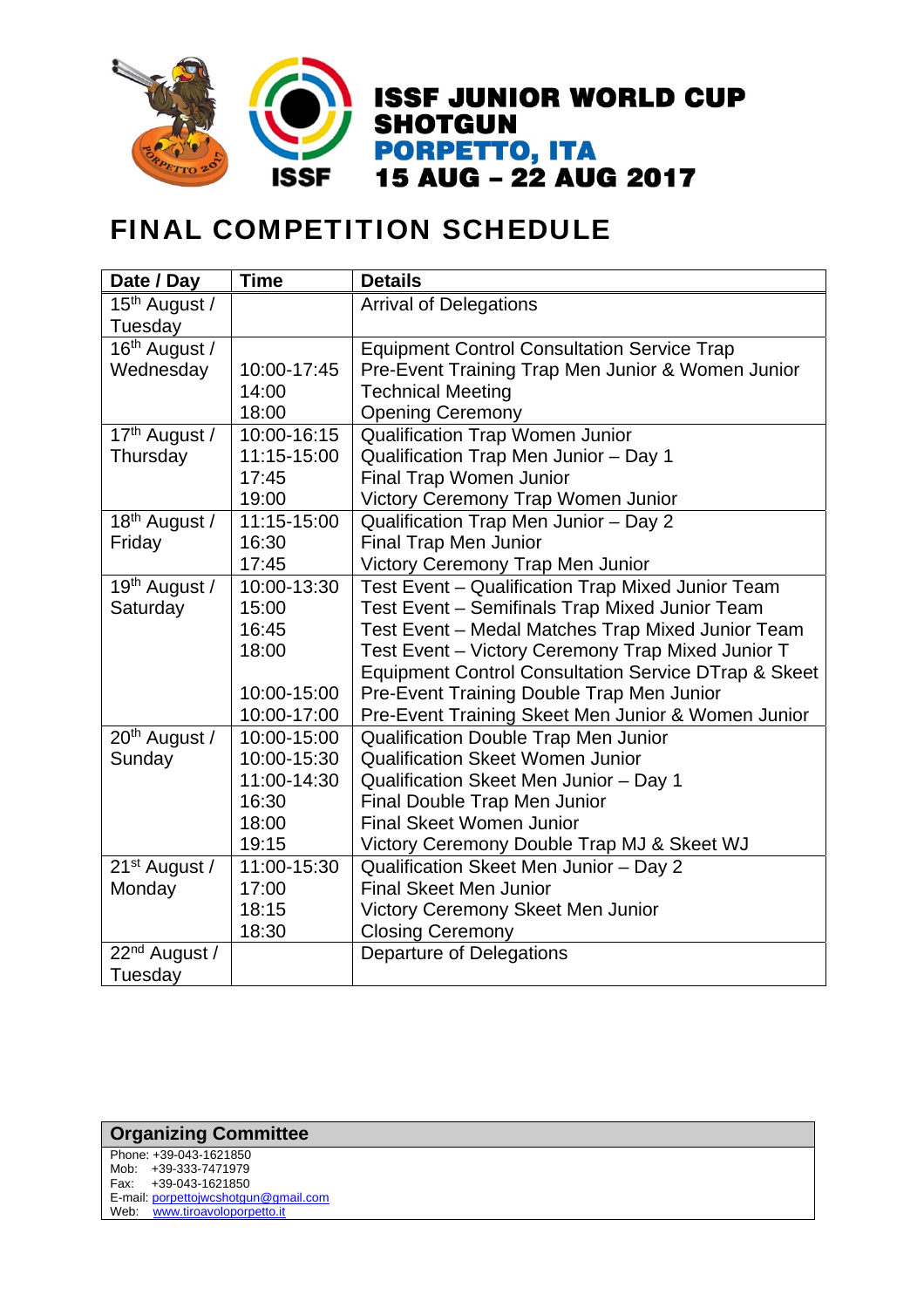# ISSF JUNIOR WORLD CUP SHOTGUN

## PORPETTO, ITA

## 15 AUG – 22 AUG 2017

# FINAL COMPETITION SCHEDULE

| Date / Day | Time | Details |
|---|---|---|
| 15th August / Tuesday | | Arrival of Delegations |
| 16th August / Wednesday | | Equipment Control Consultation Service Trap |
| | 10:00-17:45 | Pre-Event Training Trap Men Junior & Women Junior |
| | 14:00 | Technical Meeting |
| | 18:00 | Opening Ceremony |
| 17th August / Thursday | 10:00-16:15 | Qualification Trap Women Junior |
| | 11:15-15:00 | Qualification Trap Men Junior – Day 1 |
| | 17:45 | Final Trap Women Junior |
| | 19:00 | Victory Ceremony Trap Women Junior |
| 18th August / Friday | 11:15-15:00 | Qualification Trap Men Junior – Day 2 |
| | 16:30 | Final Trap Men Junior |
| | 17:45 | Victory Ceremony Trap Men Junior |
| 19th August / Saturday | 10:00-13:30 | Test Event – Qualification Trap Mixed Junior Team |
| | 15:00 | Test Event – Semifinals Trap Mixed Junior Team |
| | 16:45 | Test Event – Medal Matches Trap Mixed Junior Team |
| | 18:00 | Test Event – Victory Ceremony Trap Mixed Junior T |
| | | Equipment Control Consultation Service DTrap & Skeet |
| | 10:00-15:00 | Pre-Event Training Double Trap Men Junior |
| | 10:00-17:00 | Pre-Event Training Skeet Men Junior & Women Junior |
| 20th August / Sunday | 10:00-15:00 | Qualification Double Trap Men Junior |
| | 10:00-15:30 | Qualification Skeet Women Junior |
| | 11:00-14:30 | Qualification Skeet Men Junior – Day 1 |
| | 16:30 | Final Double Trap Men Junior |
| | 18:00 | Final Skeet Women Junior |
| | 19:15 | Victory Ceremony Double Trap MJ & Skeet WJ |
| 21st August / Monday | 11:00-15:30 | Qualification Skeet Men Junior – Day 2 |
| | 17:00 | Final Skeet Men Junior |
| | 18:15 | Victory Ceremony Skeet Men Junior |
| | 18:30 | Closing Ceremony |
| 22nd August / Tuesday | | Departure of Delegations |

**Organizing Committee**

Phone: +39-043-1621850
Mob: +39-333-7471979
Fax: +39-043-1621850
E-mail: porpettojwcshotgun@gmail.com
Web: www.tiroavoloporpetto.it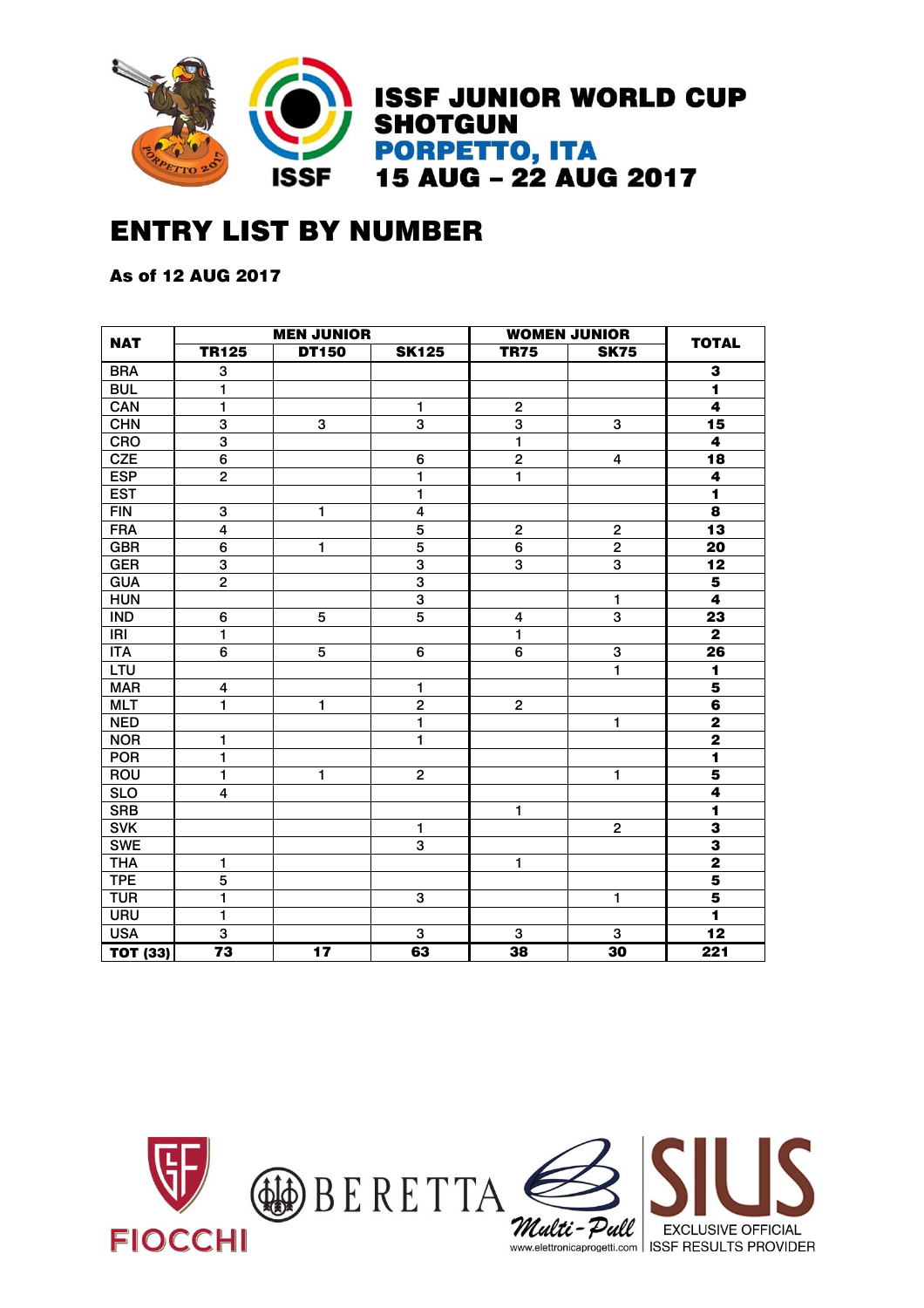# ISSF JUNIOR WORLD CUP SHOTGUN
## PORPETTO, ITA
## 15 AUG – 22 AUG 2017

# ENTRY LIST BY NUMBER

**As of 12 AUG 2017**

| NAT | MEN JUNIOR | | | WOMEN JUNIOR | | TOTAL |
|---|---|---|---|---|---|---|
| | TR125 | DT150 | SK125 | TR75 | SK75 | |
| BRA | 3 | | | | | **3** |
| BUL | 1 | | | | | **1** |
| CAN | 1 | | 1 | 2 | | **4** |
| CHN | 3 | 3 | 3 | 3 | 3 | **15** |
| CRO | 3 | | | 1 | | **4** |
| CZE | 6 | | 6 | 2 | 4 | **18** |
| ESP | 2 | | 1 | 1 | | **4** |
| EST | | | 1 | | | **1** |
| FIN | 3 | 1 | 4 | | | **8** |
| FRA | 4 | | 5 | 2 | 2 | **13** |
| GBR | 6 | 1 | 5 | 6 | 2 | **20** |
| GER | 3 | | 3 | 3 | 3 | **12** |
| GUA | 2 | | 3 | | | **5** |
| HUN | | | 3 | | 1 | **4** |
| IND | 6 | 5 | 5 | 4 | 3 | **23** |
| IRI | 1 | | | 1 | | **2** |
| ITA | 6 | 5 | 6 | 6 | 3 | **26** |
| LTU | | | | | 1 | **1** |
| MAR | 4 | | 1 | | | **5** |
| MLT | 1 | 1 | 2 | 2 | | **6** |
| NED | | | 1 | | 1 | **2** |
| NOR | 1 | | 1 | | | **2** |
| POR | 1 | | | | | **1** |
| ROU | 1 | 1 | 2 | | 1 | **5** |
| SLO | 4 | | | | | **4** |
| SRB | | | | 1 | | **1** |
| SVK | | | 1 | | 2 | **3** |
| SWE | | | 3 | | | **3** |
| THA | 1 | | | 1 | | **2** |
| TPE | 5 | | | | | **5** |
| TUR | 1 | | 3 | | 1 | **5** |
| URU | 1 | | | | | **1** |
| USA | 3 | | 3 | 3 | 3 | **12** |
| **TOT (33)** | **73** | **17** | **63** | **38** | **30** | **221** |

FIOCCHI BERETTA Multi-Pull www.elettronicaprogetti.com SIUS EXCLUSIVE OFFICIAL ISSF RESULTS PROVIDER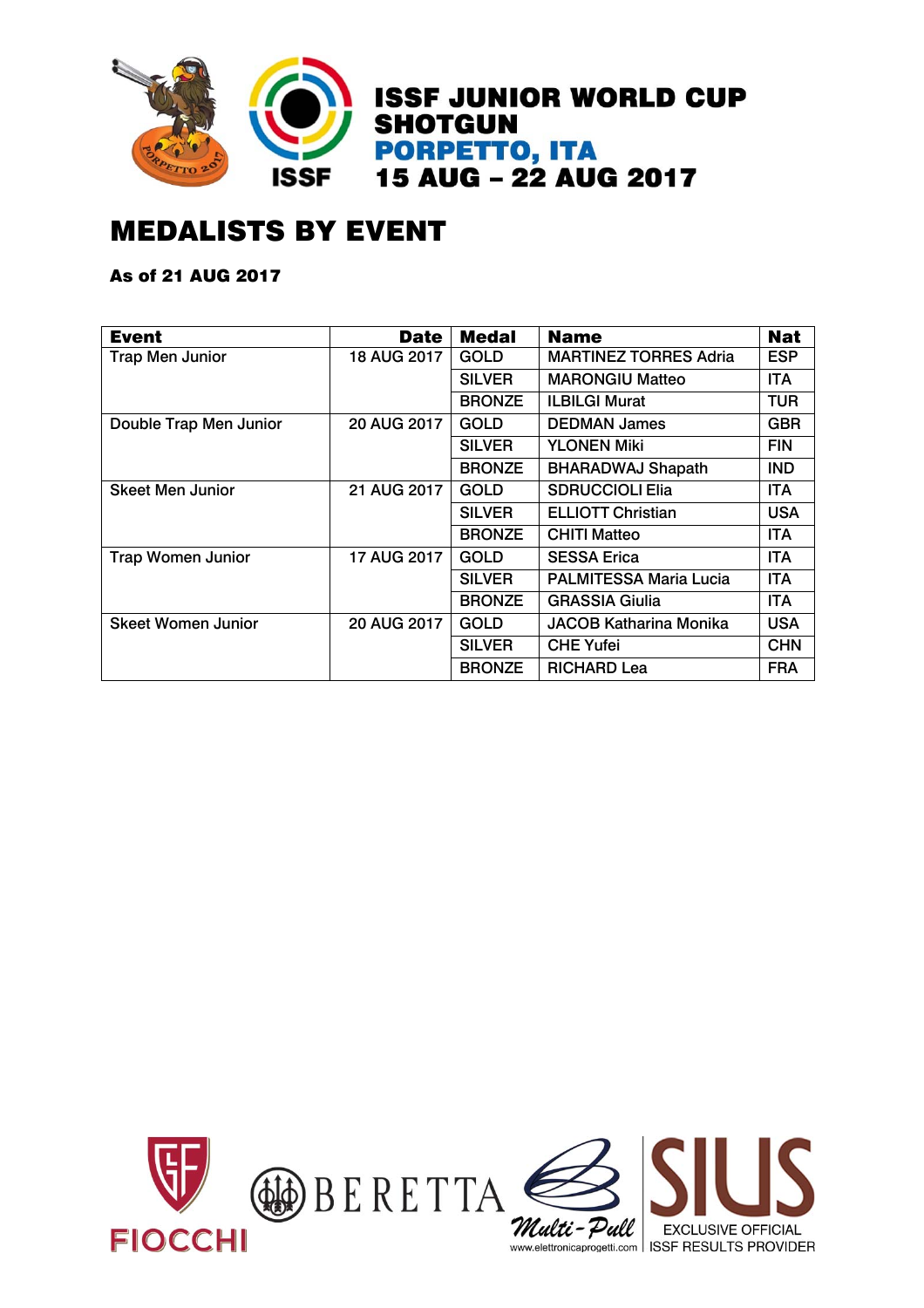# ISSF JUNIOR WORLD CUP SHOTGUN
## PORPETTO, ITA
## 15 AUG – 22 AUG 2017

# MEDALISTS BY EVENT

**As of 21 AUG 2017**

| Event | Date | Medal | Name | Nat |
|---|---|---|---|---|
| Trap Men Junior | 18 AUG 2017 | GOLD | MARTINEZ TORRES Adria | ESP |
| | | SILVER | MARONGIU Matteo | ITA |
| | | BRONZE | ILBILGI Murat | TUR |
| Double Trap Men Junior | 20 AUG 2017 | GOLD | DEDMAN James | GBR |
| | | SILVER | YLONEN Miki | FIN |
| | | BRONZE | BHARADWAJ Shapath | IND |
| Skeet Men Junior | 21 AUG 2017 | GOLD | SDRUCCIOLI Elia | ITA |
| | | SILVER | ELLIOTT Christian | USA |
| | | BRONZE | CHITI Matteo | ITA |
| Trap Women Junior | 17 AUG 2017 | GOLD | SESSA Erica | ITA |
| | | SILVER | PALMITESSA Maria Lucia | ITA |
| | | BRONZE | GRASSIA Giulia | ITA |
| Skeet Women Junior | 20 AUG 2017 | GOLD | JACOB Katharina Monika | USA |
| | | SILVER | CHE Yufei | CHN |
| | | BRONZE | RICHARD Lea | FRA |

FIOCCHI BERETTA Multi-Pull www.elettronicaprogetti.com SIUS EXCLUSIVE OFFICIAL ISSF RESULTS PROVIDER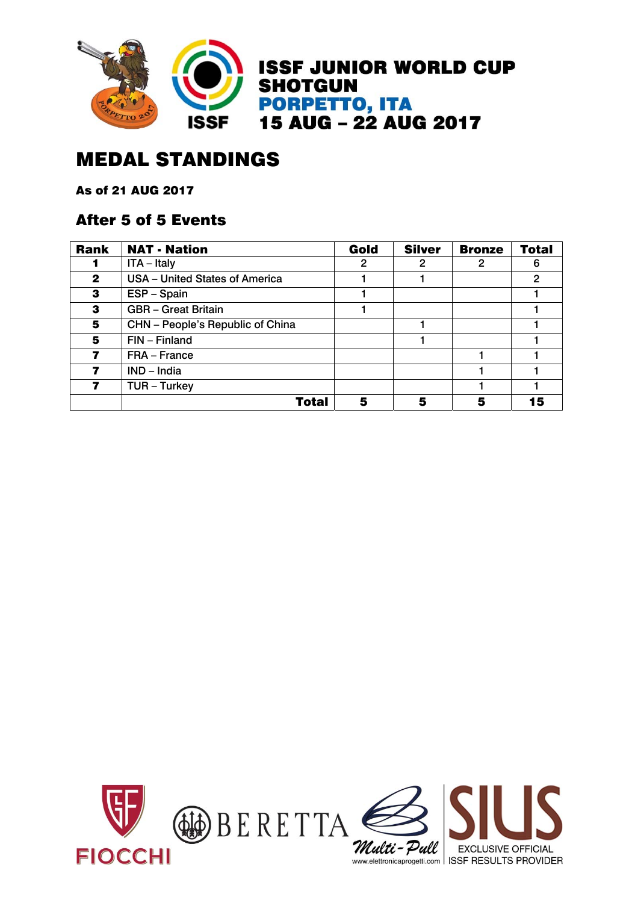# ISSF JUNIOR WORLD CUP SHOTGUN
## PORPETTO, ITA
## 15 AUG – 22 AUG 2017

# MEDAL STANDINGS

**As of 21 AUG 2017**

### After 5 of 5 Events

| Rank | NAT - Nation | Gold | Silver | Bronze | Total |
|---|---|---|---|---|---|
| **1** | ITA – Italy | 2 | 2 | 2 | 6 |
| **2** | USA – United States of America | 1 | 1 | | 2 |
| **3** | ESP – Spain | 1 | | | 1 |
| **3** | GBR – Great Britain | 1 | | | 1 |
| **5** | CHN – People's Republic of China | | 1 | | 1 |
| **5** | FIN – Finland | | 1 | | 1 |
| **7** | FRA – France | | | 1 | 1 |
| **7** | IND – India | | | 1 | 1 |
| **7** | TUR – Turkey | | | 1 | 1 |
| | **Total** | **5** | **5** | **5** | **15** |

FIOCCHI BERETTA Multi-Pull www.elettronicaprogetti.com SIUS EXCLUSIVE OFFICIAL ISSF RESULTS PROVIDER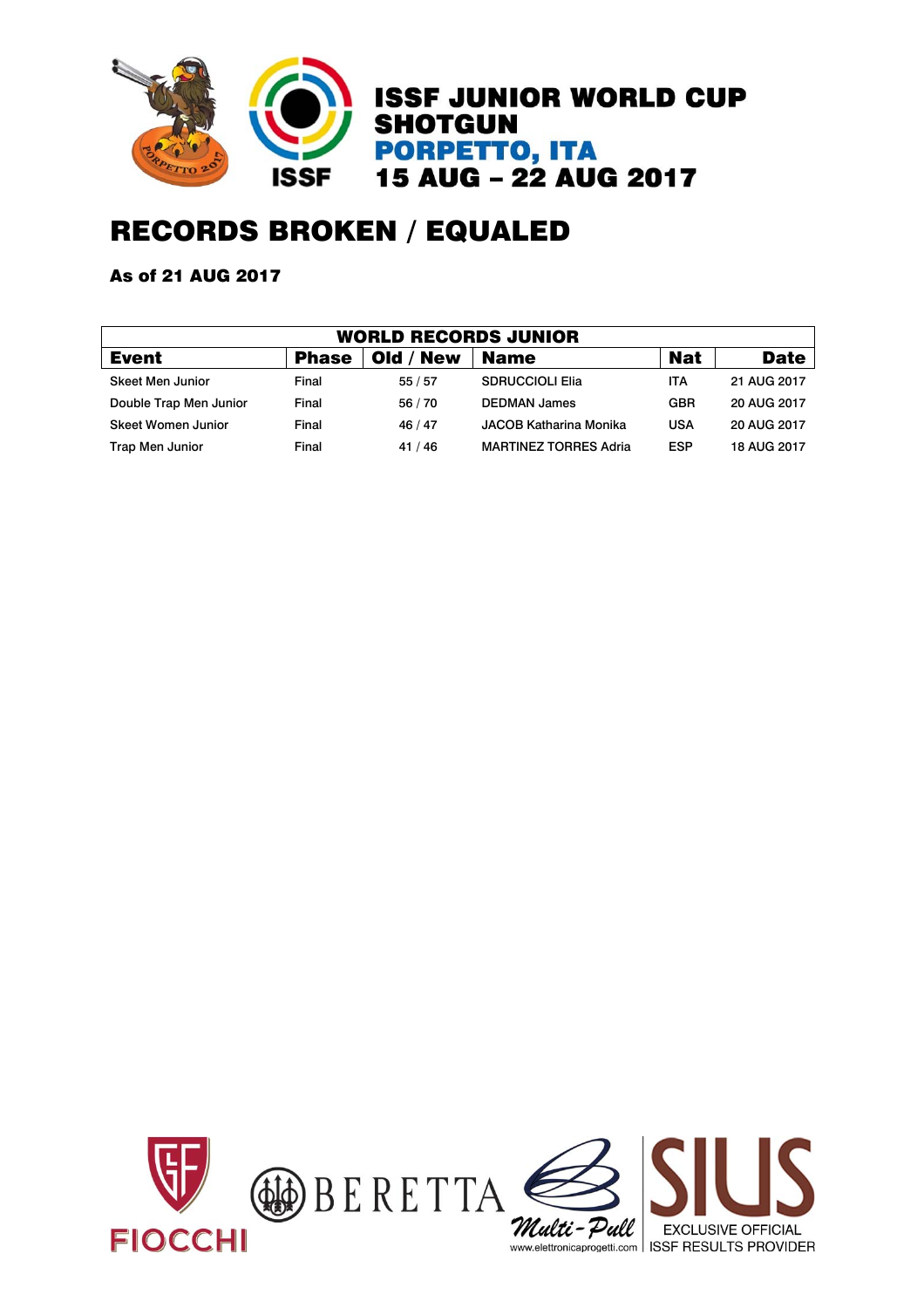# ISSF JUNIOR WORLD CUP SHOTGUN PORPETTO, ITA 15 AUG – 22 AUG 2017

## RECORDS BROKEN / EQUALED

**As of 21 AUG 2017**

| WORLD RECORDS JUNIOR | | | | | |
|---|---|---|---|---|---|
| **Event** | **Phase** | **Old / New** | **Name** | **Nat** | **Date** |
| Skeet Men Junior | Final | 55 / 57 | SDRUCCIOLI Elia | ITA | 21 AUG 2017 |
| Double Trap Men Junior | Final | 56 / 70 | DEDMAN James | GBR | 20 AUG 2017 |
| Skeet Women Junior | Final | 46 / 47 | JACOB Katharina Monika | USA | 20 AUG 2017 |
| Trap Men Junior | Final | 41 / 46 | MARTINEZ TORRES Adria | ESP | 18 AUG 2017 |

FIOCCHI BERETTA Multi-Pull www.elettronicaprogetti.com SIUS EXCLUSIVE OFFICIAL ISSF RESULTS PROVIDER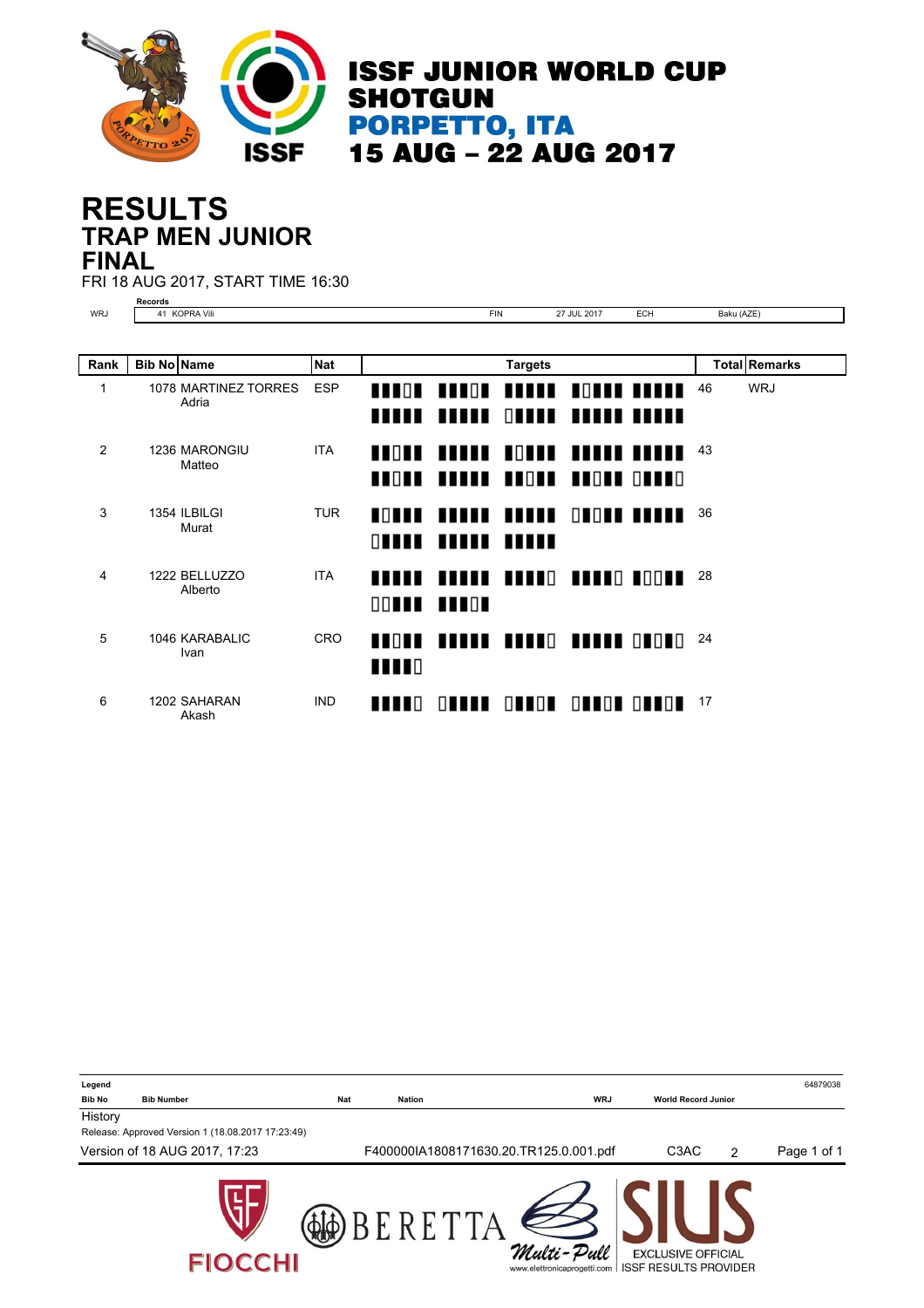# ISSF JUNIOR WORLD CUP SHOTGUN

## PORPETTO, ITA

## 15 AUG – 22 AUG 2017

# RESULTS

## TRAP MEN JUNIOR

## FINAL

FRI 18 AUG 2017, START TIME 16:30

**Records**

| | | | | | |
|---|---|---|---|---|---|
| WRJ | 41 KOPRA Vili | FIN | 27 JUL 2017 | ECH | Baku (AZE) |

| Rank | Bib No | Name | Nat | Targets | Total | Remarks |
|---|---|---|---|---|---|---|
| 1 | 1078 | MARTINEZ TORRES Adria | ESP | | 46 | WRJ |
| 2 | 1236 | MARONGIU Matteo | ITA | | 43 | |
| 3 | 1354 | ILBILGI Murat | TUR | | 36 | |
| 4 | 1222 | BELLUZZO Alberto | ITA | | 28 | |
| 5 | 1046 | KARABALIC Ivan | CRO | | 24 | |
| 6 | 1202 | SAHARAN Akash | IND | | 17 | |

**Legend**

| Bib No | Bib Number | Nat | Nation | WRJ | World Record Junior |
|---|---|---|---|---|---|

64879038

History

Release: Approved Version 1 (18.08.2017 17:23:49)

Version of 18 AUG 2017, 17:23 F400000IA1808171630.20.TR125.0.001.pdf C3AC 2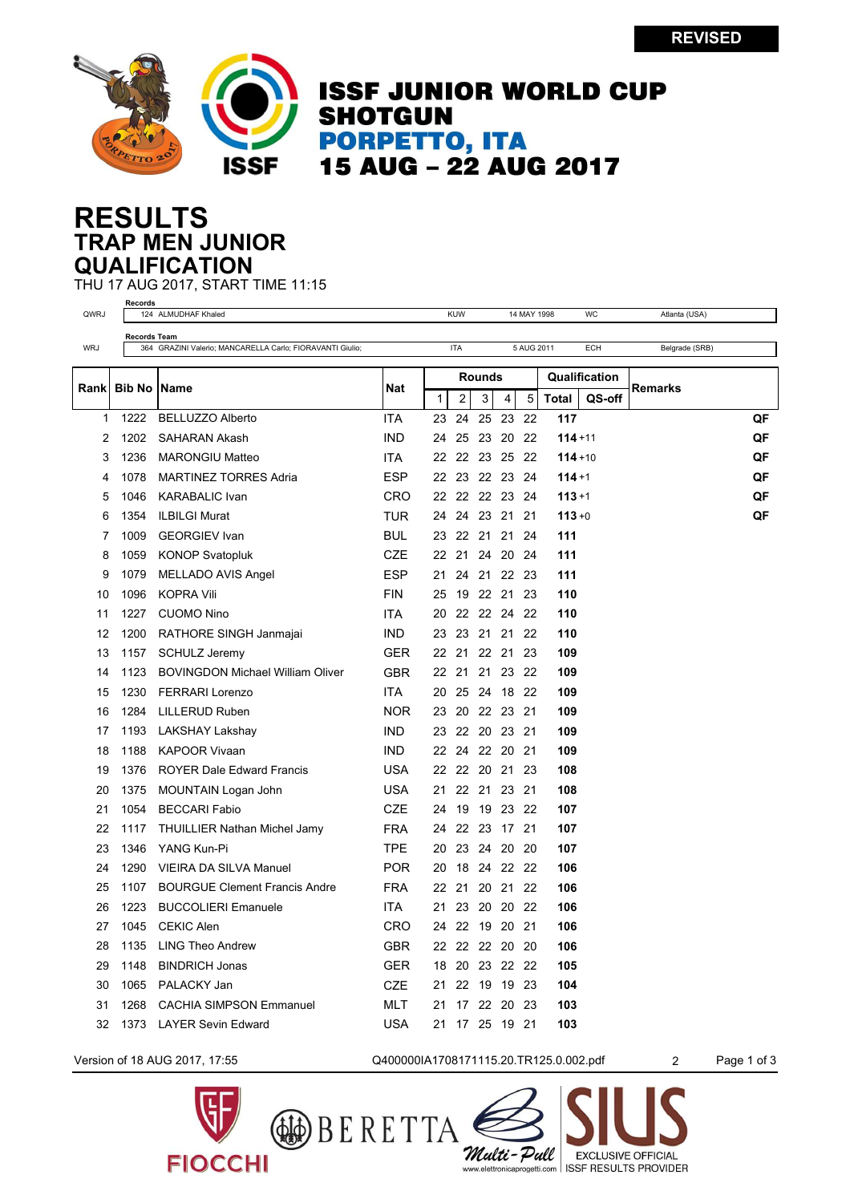**REVISED**

# ISSF JUNIOR WORLD CUP SHOTGUN PORPETTO, ITA 15 AUG – 22 AUG 2017

# RESULTS
## TRAP MEN JUNIOR
## QUALIFICATION

THU 17 AUG 2017, START TIME 11:15

| | Records | | | | |
|---|---|---|---|---|---|
| QWRJ | 124 ALMUDHAF Khaled | KUW | 14 MAY 1998 | WC | Atlanta (USA) |

| | Records Team | | | | |
|---|---|---|---|---|---|
| WRJ | 364 GRAZINI Valerio; MANCARELLA Carlo; FIORAVANTI Giulio; | ITA | 5 AUG 2011 | ECH | Belgrade (SRB) |

| Rank | Bib No | Name | Nat | Rounds | | | | | Qualification | | Remarks |
|---|---|---|---|---|---|---|---|---|---|---|---|
| | | | | 1 | 2 | 3 | 4 | 5 | Total | QS-off | |
| 1 | 1222 | BELLUZZO Alberto | ITA | 23 | 24 | 25 | 23 | 22 | **117** | | QF |
| 2 | 1202 | SAHARAN Akash | IND | 24 | 25 | 23 | 20 | 22 | **114** | +11 | QF |
| 3 | 1236 | MARONGIU Matteo | ITA | 22 | 22 | 23 | 25 | 22 | **114** | +10 | QF |
| 4 | 1078 | MARTINEZ TORRES Adria | ESP | 22 | 23 | 22 | 23 | 24 | **114** | +1 | QF |
| 5 | 1046 | KARABALIC Ivan | CRO | 22 | 22 | 22 | 23 | 24 | **113** | +1 | QF |
| 6 | 1354 | ILBILGI Murat | TUR | 24 | 24 | 23 | 21 | 21 | **113** | +0 | QF |
| 7 | 1009 | GEORGIEV Ivan | BUL | 23 | 22 | 21 | 21 | 24 | **111** | | |
| 8 | 1059 | KONOP Svatopluk | CZE | 22 | 21 | 24 | 20 | 24 | **111** | | |
| 9 | 1079 | MELLADO AVIS Angel | ESP | 21 | 24 | 21 | 22 | 23 | **111** | | |
| 10 | 1096 | KOPRA Vili | FIN | 25 | 19 | 22 | 21 | 23 | **110** | | |
| 11 | 1227 | CUOMO Nino | ITA | 20 | 22 | 22 | 24 | 22 | **110** | | |
| 12 | 1200 | RATHORE SINGH Janmajai | IND | 23 | 23 | 21 | 21 | 22 | **110** | | |
| 13 | 1157 | SCHULZ Jeremy | GER | 22 | 21 | 22 | 21 | 23 | **109** | | |
| 14 | 1123 | BOVINGDON Michael William Oliver | GBR | 22 | 21 | 21 | 23 | 22 | **109** | | |
| 15 | 1230 | FERRARI Lorenzo | ITA | 20 | 25 | 24 | 18 | 22 | **109** | | |
| 16 | 1284 | LILLERUD Ruben | NOR | 23 | 20 | 22 | 23 | 21 | **109** | | |
| 17 | 1193 | LAKSHAY Lakshay | IND | 23 | 22 | 20 | 23 | 21 | **109** | | |
| 18 | 1188 | KAPOOR Vivaan | IND | 22 | 24 | 22 | 20 | 21 | **109** | | |
| 19 | 1376 | ROYER Dale Edward Francis | USA | 22 | 22 | 20 | 21 | 23 | **108** | | |
| 20 | 1375 | MOUNTAIN Logan John | USA | 21 | 22 | 21 | 23 | 21 | **108** | | |
| 21 | 1054 | BECCARI Fabio | CZE | 24 | 19 | 19 | 23 | 22 | **107** | | |
| 22 | 1117 | THUILLIER Nathan Michel Jamy | FRA | 24 | 22 | 23 | 17 | 21 | **107** | | |
| 23 | 1346 | YANG Kun-Pi | TPE | 20 | 23 | 24 | 20 | 20 | **107** | | |
| 24 | 1290 | VIEIRA DA SILVA Manuel | POR | 20 | 18 | 24 | 22 | 22 | **106** | | |
| 25 | 1107 | BOURGUE Clement Francis Andre | FRA | 22 | 21 | 20 | 21 | 22 | **106** | | |
| 26 | 1223 | BUCCOLIERI Emanuele | ITA | 21 | 23 | 20 | 20 | 22 | **106** | | |
| 27 | 1045 | CEKIC Alen | CRO | 24 | 22 | 19 | 20 | 21 | **106** | | |
| 28 | 1135 | LING Theo Andrew | GBR | 22 | 22 | 22 | 20 | 20 | **106** | | |
| 29 | 1148 | BINDRICH Jonas | GER | 18 | 20 | 23 | 22 | 22 | **105** | | |
| 30 | 1065 | PALACKY Jan | CZE | 21 | 22 | 19 | 19 | 23 | **104** | | |
| 31 | 1268 | CACHIA SIMPSON Emmanuel | MLT | 21 | 17 | 22 | 20 | 23 | **103** | | |
| 32 | 1373 | LAYER Sevin Edward | USA | 21 | 17 | 25 | 19 | 21 | **103** | | |

Version of 18 AUG 2017, 17:55    Q400000IA1708171115.20.TR125.0.002.pdf    2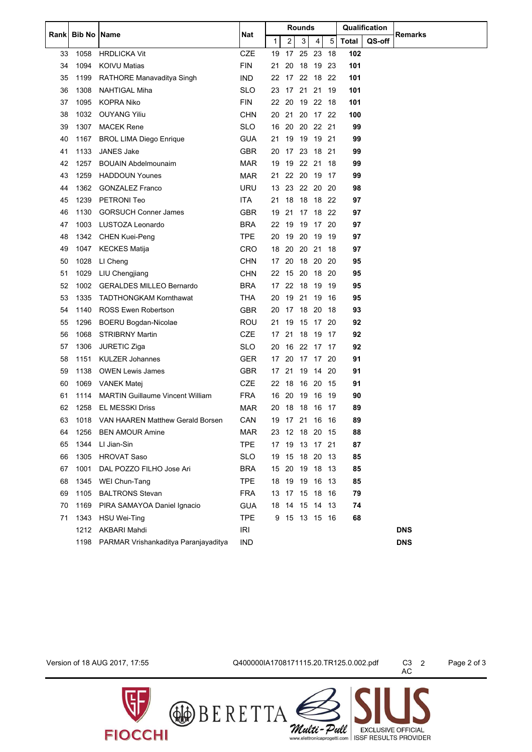| Rank | Bib No | Name | Nat | Rounds | | | | | Qualification | | Remarks |
|---|---|---|---|---|---|---|---|---|---|---|---|
| | | | | 1 | 2 | 3 | 4 | 5 | Total | QS-off | |
| 33 | 1058 | HRDLICKA Vit | CZE | 19 | 17 | 25 | 23 | 18 | **102** | | |
| 34 | 1094 | KOIVU Matias | FIN | 21 | 20 | 18 | 19 | 23 | **101** | | |
| 35 | 1199 | RATHORE Manavaditya Singh | IND | 22 | 17 | 22 | 18 | 22 | **101** | | |
| 36 | 1308 | NAHTIGAL Miha | SLO | 23 | 17 | 21 | 21 | 19 | **101** | | |
| 37 | 1095 | KOPRA Niko | FIN | 22 | 20 | 19 | 22 | 18 | **101** | | |
| 38 | 1032 | OUYANG Yiliu | CHN | 20 | 21 | 20 | 17 | 22 | **100** | | |
| 39 | 1307 | MACEK Rene | SLO | 16 | 20 | 20 | 22 | 21 | **99** | | |
| 40 | 1167 | BROL LIMA Diego Enrique | GUA | 21 | 19 | 19 | 19 | 21 | **99** | | |
| 41 | 1133 | JANES Jake | GBR | 20 | 17 | 23 | 18 | 21 | **99** | | |
| 42 | 1257 | BOUAIN Abdelmounaim | MAR | 19 | 19 | 22 | 21 | 18 | **99** | | |
| 43 | 1259 | HADDOUN Younes | MAR | 21 | 22 | 20 | 19 | 17 | **99** | | |
| 44 | 1362 | GONZALEZ Franco | URU | 13 | 23 | 22 | 20 | 20 | **98** | | |
| 45 | 1239 | PETRONI Teo | ITA | 21 | 18 | 18 | 18 | 22 | **97** | | |
| 46 | 1130 | GORSUCH Conner James | GBR | 19 | 21 | 17 | 18 | 22 | **97** | | |
| 47 | 1003 | LUSTOZA Leonardo | BRA | 22 | 19 | 19 | 17 | 20 | **97** | | |
| 48 | 1342 | CHEN Kuei-Peng | TPE | 20 | 19 | 20 | 19 | 19 | **97** | | |
| 49 | 1047 | KECKES Matija | CRO | 18 | 20 | 20 | 21 | 18 | **97** | | |
| 50 | 1028 | LI Cheng | CHN | 17 | 20 | 18 | 20 | 20 | **95** | | |
| 51 | 1029 | LIU Chengjiang | CHN | 22 | 15 | 20 | 18 | 20 | **95** | | |
| 52 | 1002 | GERALDES MILLEO Bernardo | BRA | 17 | 22 | 18 | 19 | 19 | **95** | | |
| 53 | 1335 | TADTHONGKAM Kornthawat | THA | 20 | 19 | 21 | 19 | 16 | **95** | | |
| 54 | 1140 | ROSS Ewen Robertson | GBR | 20 | 17 | 18 | 20 | 18 | **93** | | |
| 55 | 1296 | BOERU Bogdan-Nicolae | ROU | 21 | 19 | 15 | 17 | 20 | **92** | | |
| 56 | 1068 | STRIBRNY Martin | CZE | 17 | 21 | 18 | 19 | 17 | **92** | | |
| 57 | 1306 | JURETIC Ziga | SLO | 20 | 16 | 22 | 17 | 17 | **92** | | |
| 58 | 1151 | KULZER Johannes | GER | 17 | 20 | 17 | 17 | 20 | **91** | | |
| 59 | 1138 | OWEN Lewis James | GBR | 17 | 21 | 19 | 14 | 20 | **91** | | |
| 60 | 1069 | VANEK Matej | CZE | 22 | 18 | 16 | 20 | 15 | **91** | | |
| 61 | 1114 | MARTIN Guillaume Vincent William | FRA | 16 | 20 | 19 | 16 | 19 | **90** | | |
| 62 | 1258 | EL MESSKI Driss | MAR | 20 | 18 | 18 | 16 | 17 | **89** | | |
| 63 | 1018 | VAN HAAREN Matthew Gerald Borsen | CAN | 19 | 17 | 21 | 16 | 16 | **89** | | |
| 64 | 1256 | BEN AMOUR Amine | MAR | 23 | 12 | 18 | 20 | 15 | **88** | | |
| 65 | 1344 | LI Jian-Sin | TPE | 17 | 19 | 13 | 17 | 21 | **87** | | |
| 66 | 1305 | HROVAT Saso | SLO | 19 | 15 | 18 | 20 | 13 | **85** | | |
| 67 | 1001 | DAL POZZO FILHO Jose Ari | BRA | 15 | 20 | 19 | 18 | 13 | **85** | | |
| 68 | 1345 | WEI Chun-Tang | TPE | 18 | 19 | 19 | 16 | 13 | **85** | | |
| 69 | 1105 | BALTRONS Stevan | FRA | 13 | 17 | 15 | 18 | 16 | **79** | | |
| 70 | 1169 | PIRA SAMAYOA Daniel Ignacio | GUA | 18 | 14 | 15 | 14 | 13 | **74** | | |
| 71 | 1343 | HSU Wei-Ting | TPE | 9 | 15 | 13 | 15 | 16 | **68** | | |
| | 1212 | AKBARI Mahdi | IRI | | | | | | | | **DNS** |
| | 1198 | PARMAR Vrishankaditya Paranjayaditya | IND | | | | | | | | **DNS** |

Version of 18 AUG 2017, 17:55 Q400000IA1708171115.20.TR125.0.002.pdf C3 AC 2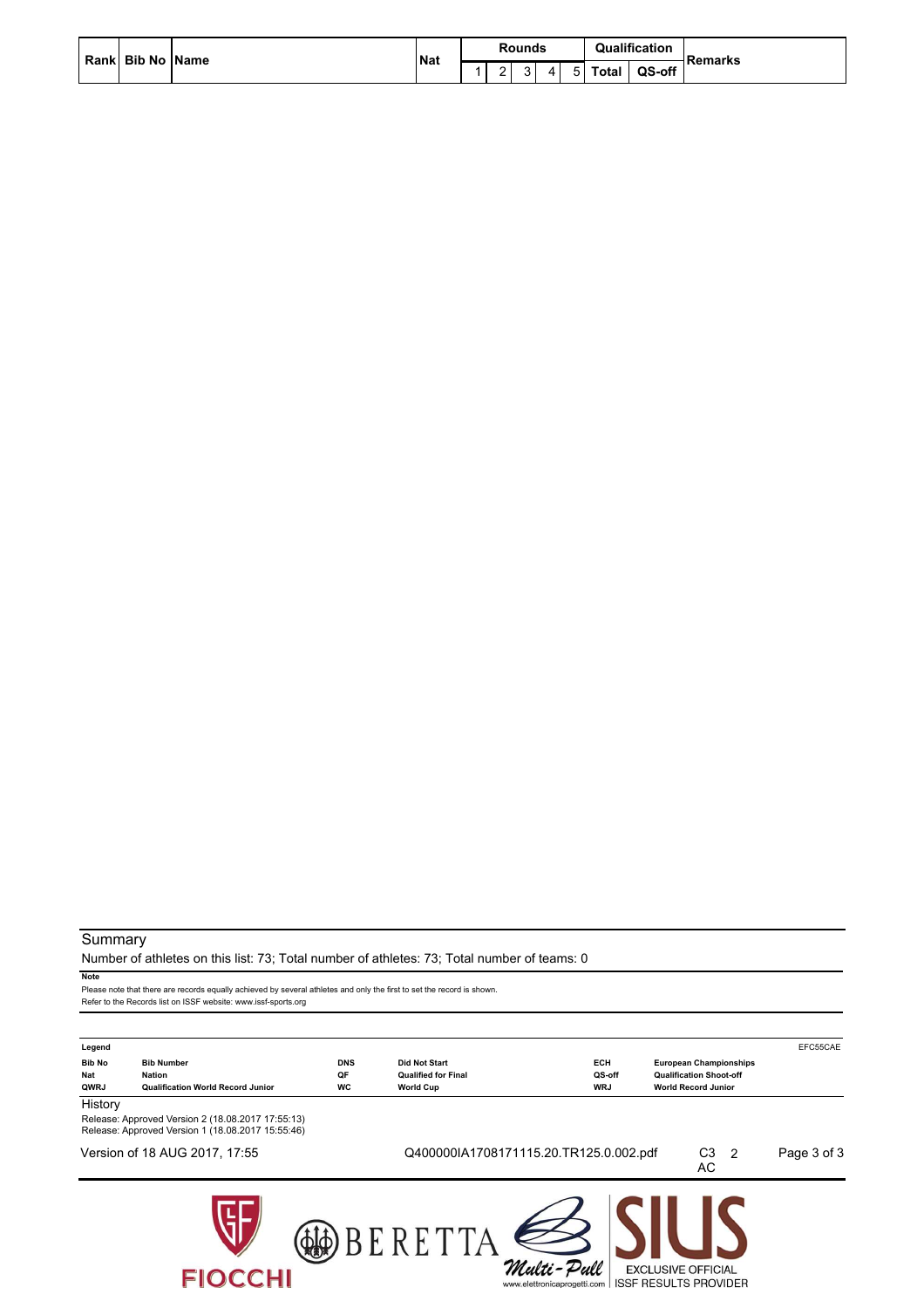| Rank | Bib No | Name | Nat | Rounds | | | | | Qualification | | Remarks |
|---|---|---|---|---|---|---|---|---|---|---|---|
| | | | | 1 | 2 | 3 | 4 | 5 | Total | QS-off | |

## Summary

Number of athletes on this list: 73; Total number of athletes: 73; Total number of teams: 0

**Note**

Please note that there are records equally achieved by several athletes and only the first to set the record is shown.
Refer to the Records list on ISSF website: www.issf-sports.org

**Legend**

| | | | | | |
|---|---|---|---|---|---|
| **Bib No** | **Bib Number** | **DNS** | **Did Not Start** | **ECH** | **European Championships** |
| **Nat** | **Nation** | **QF** | **Qualified for Final** | **QS-off** | **Qualification Shoot-off** |
| **QWRJ** | **Qualification World Record Junior** | **WC** | **World Cup** | **WRJ** | **World Record Junior** |

EFC55CAE

History

Release: Approved Version 2 (18.08.2017 17:55:13)
Release: Approved Version 1 (18.08.2017 15:55:46)

Version of 18 AUG 2017, 17:55 Q400000IA1708171115.20.TR125.0.002.pdf C3 AC 2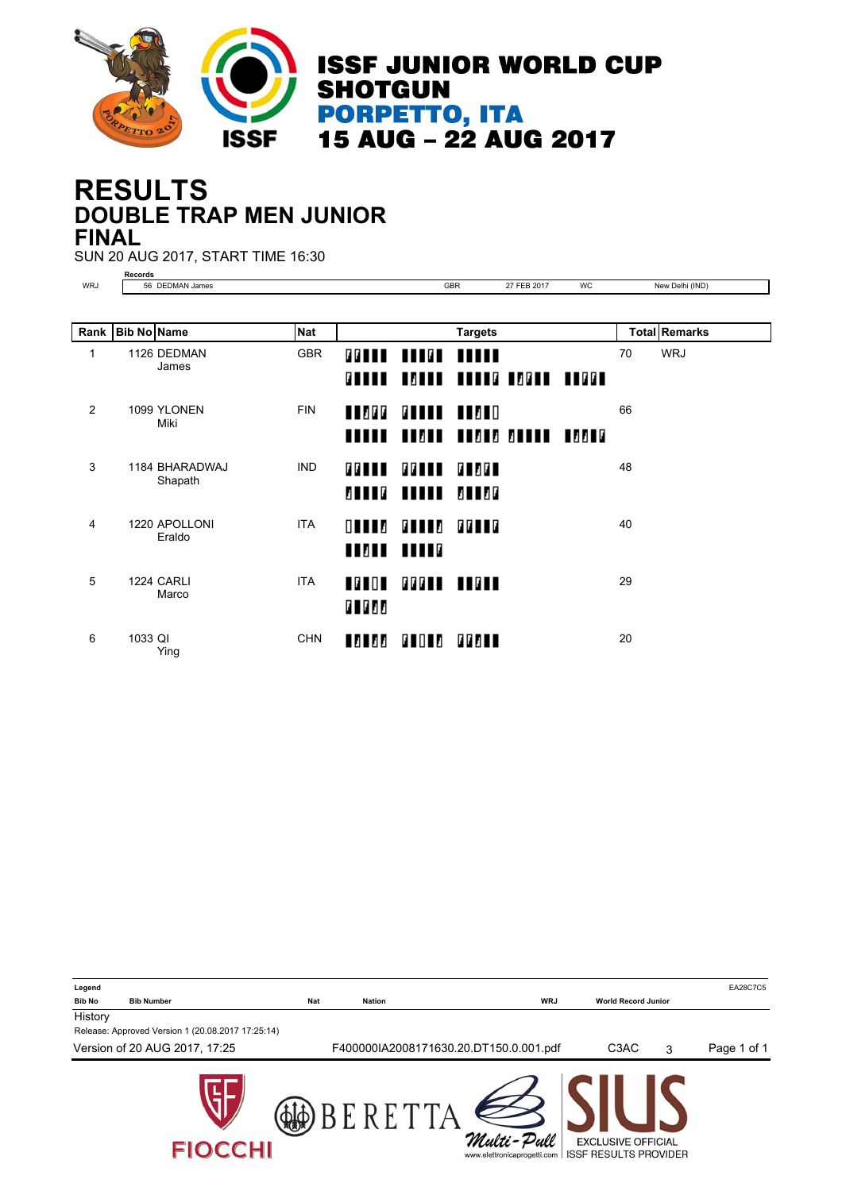# ISSF JUNIOR WORLD CUP SHOTGUN

## PORPETTO, ITA

## 15 AUG – 22 AUG 2017

# RESULTS

## DOUBLE TRAP MEN JUNIOR

## FINAL

SUN 20 AUG 2017, START TIME 16:30

**Records**

| | | | | | |
|---|---|---|---|---|---|
| WRJ | 56 DEDMAN James | GBR | 27 FEB 2017 | WC | New Delhi (IND) |

| Rank | Bib No | Name | Nat | Targets | Total | Remarks |
|---|---|---|---|---|---|---|
| 1 | 1126 | DEDMAN James | GBR | | 70 | WRJ |
| 2 | 1099 | YLONEN Miki | FIN | | 66 | |
| 3 | 1184 | BHARADWAJ Shapath | IND | | 48 | |
| 4 | 1220 | APOLLONI Eraldo | ITA | | 40 | |
| 5 | 1224 | CARLI Marco | ITA | | 29 | |
| 6 | 1033 | QI Ying | CHN | | 20 | |

**Legend**

| | | | | | |
|---|---|---|---|---|---|
| Bib No | Bib Number | Nat | Nation | WRJ | World Record Junior |

History

Release: Approved Version 1 (20.08.2017 17:25:14)

Version of 20 AUG 2017, 17:25 F400000IA2008171630.20.DT150.0.001.pdf C3AC 3

EA28C7C5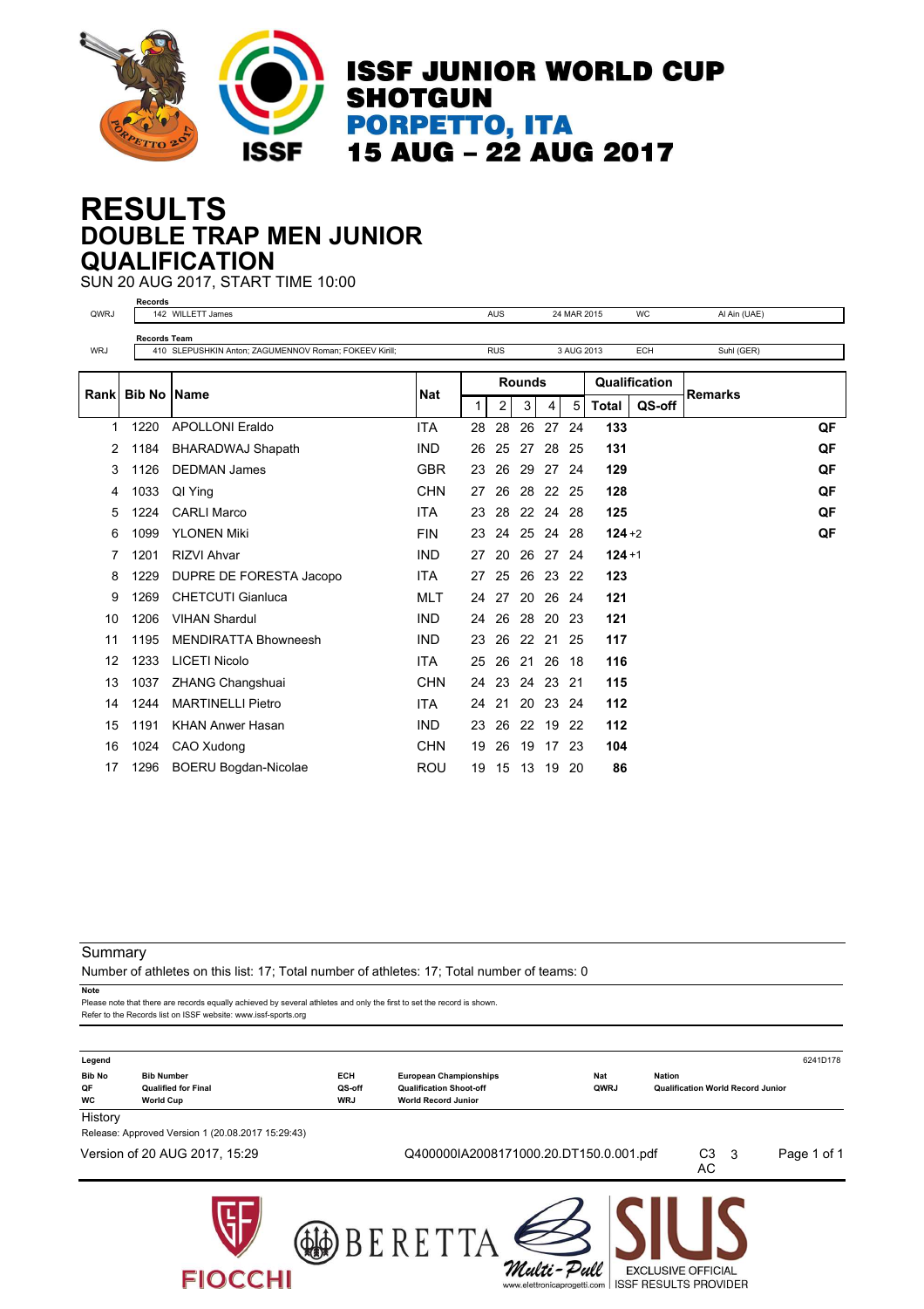# ISSF JUNIOR WORLD CUP SHOTGUN PORPETTO, ITA 15 AUG – 22 AUG 2017

# RESULTS
## DOUBLE TRAP MEN JUNIOR
## QUALIFICATION

SUN 20 AUG 2017, START TIME 10:00

| | Records | | | | |
|---|---|---|---|---|---|
| QWRJ | 142 WILLETT James | AUS | 24 MAR 2015 | WC | Al Ain (UAE) |

| | Records Team | | | | |
|---|---|---|---|---|---|
| WRJ | 410 SLEPUSHKIN Anton; ZAGUMENNOV Roman; FOKEEV Kirill; | RUS | 3 AUG 2013 | ECH | Suhl (GER) |

| Rank | Bib No | Name | Nat | Rounds | | | | | Qualification | | Remarks |
|---|---|---|---|---|---|---|---|---|---|---|---|
| | | | | 1 | 2 | 3 | 4 | 5 | Total | QS-off | |
| 1 | 1220 | APOLLONI Eraldo | ITA | 28 | 28 | 26 | 27 | 24 | **133** | | QF |
| 2 | 1184 | BHARADWAJ Shapath | IND | 26 | 25 | 27 | 28 | 25 | **131** | | QF |
| 3 | 1126 | DEDMAN James | GBR | 23 | 26 | 29 | 27 | 24 | **129** | | QF |
| 4 | 1033 | QI Ying | CHN | 27 | 26 | 28 | 22 | 25 | **128** | | QF |
| 5 | 1224 | CARLI Marco | ITA | 23 | 28 | 22 | 24 | 28 | **125** | | QF |
| 6 | 1099 | YLONEN Miki | FIN | 23 | 24 | 25 | 24 | 28 | **124** | +2 | QF |
| 7 | 1201 | RIZVI Ahvar | IND | 27 | 20 | 26 | 27 | 24 | **124** | +1 | |
| 8 | 1229 | DUPRE DE FORESTA Jacopo | ITA | 27 | 25 | 26 | 23 | 22 | **123** | | |
| 9 | 1269 | CHETCUTI Gianluca | MLT | 24 | 27 | 20 | 26 | 24 | **121** | | |
| 10 | 1206 | VIHAN Shardul | IND | 24 | 26 | 28 | 20 | 23 | **121** | | |
| 11 | 1195 | MENDIRATTA Bhowneesh | IND | 23 | 26 | 22 | 21 | 25 | **117** | | |
| 12 | 1233 | LICETI Nicolo | ITA | 25 | 26 | 21 | 26 | 18 | **116** | | |
| 13 | 1037 | ZHANG Changshuai | CHN | 24 | 23 | 24 | 23 | 21 | **115** | | |
| 14 | 1244 | MARTINELLI Pietro | ITA | 24 | 21 | 20 | 23 | 24 | **112** | | |
| 15 | 1191 | KHAN Anwer Hasan | IND | 23 | 26 | 22 | 19 | 22 | **112** | | |
| 16 | 1024 | CAO Xudong | CHN | 19 | 26 | 19 | 17 | 23 | **104** | | |
| 17 | 1296 | BOERU Bogdan-Nicolae | ROU | 19 | 15 | 13 | 19 | 20 | **86** | | |

**Summary**

Number of athletes on this list: 17; Total number of athletes: 17; Total number of teams: 0

**Note**

Please note that there are records equally achieved by several athletes and only the first to set the record is shown.
Refer to the Records list on ISSF website: www.issf-sports.org

**Legend** 6241D178

| | | | | | |
|---|---|---|---|---|---|
| Bib No | Bib Number | ECH | European Championships | Nat | Nation |
| QF | Qualified for Final | QS-off | Qualification Shoot-off | QWRJ | Qualification World Record Junior |
| WC | World Cup | WRJ | World Record Junior | | |

**History**

Release: Approved Version 1 (20.08.2017 15:29:43)

Version of 20 AUG 2017, 15:29 | Q400000IA2008171000.20.DT150.0.001.pdf | C3 AC 3

FIOCCHI | BERETTA | Multi-Pull www.elettronicaprogetti.com | SIUS EXCLUSIVE OFFICIAL ISSF RESULTS PROVIDER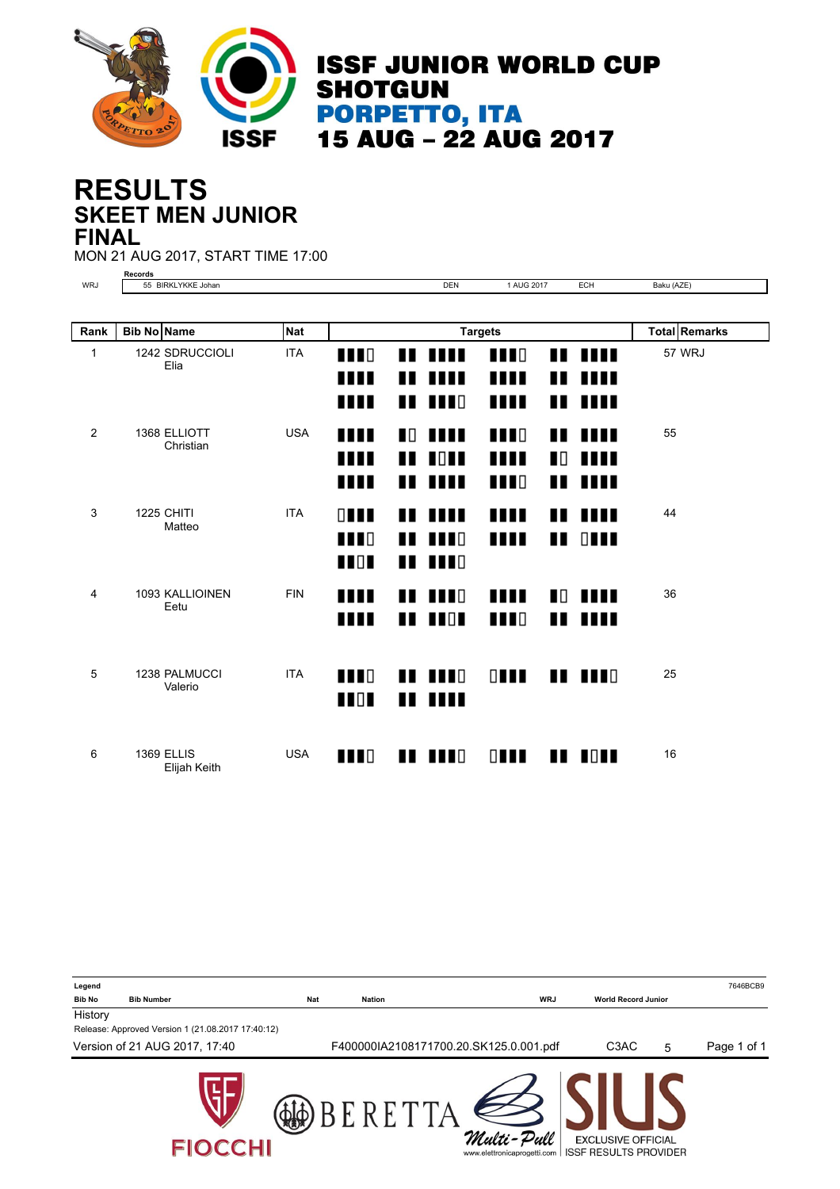# ISSF JUNIOR WORLD CUP SHOTGUN
## PORPETTO, ITA
## 15 AUG – 22 AUG 2017

# RESULTS
## SKEET MEN JUNIOR
## FINAL

MON 21 AUG 2017, START TIME 17:00

| | Records | | | | |
|---|---|---|---|---|---|
| WRJ | 55 BIRKLYKKE Johan | DEN | 1 AUG 2017 | ECH | Baku (AZE) |

| Rank | Bib No | Name | Nat | Targets | Total | Remarks |
|---|---|---|---|---|---|---|
| 1 | 1242 | SDRUCCIOLI Elia | ITA | | 57 | WRJ |
| 2 | 1368 | ELLIOTT Christian | USA | | 55 | |
| 3 | 1225 | CHITI Matteo | ITA | | 44 | |
| 4 | 1093 | KALLIOINEN Eetu | FIN | | 36 | |
| 5 | 1238 | PALMUCCI Valerio | ITA | | 25 | |
| 6 | 1369 | ELLIS Elijah Keith | USA | | 16 | |

Legend

| Bib No | Bib Number | Nat | Nation | WRJ | World Record Junior |
|---|---|---|---|---|---|

History

Release: Approved Version 1 (21.08.2017 17:40:12)

Version of 21 AUG 2017, 17:40 F400000IA2108171700.20.SK125.0.001.pdf C3AC 5

7646BCB9

FIOCCHI BERETTA Multi-Pull www.elettronicaprogetti.com SIUS EXCLUSIVE OFFICIAL ISSF RESULTS PROVIDER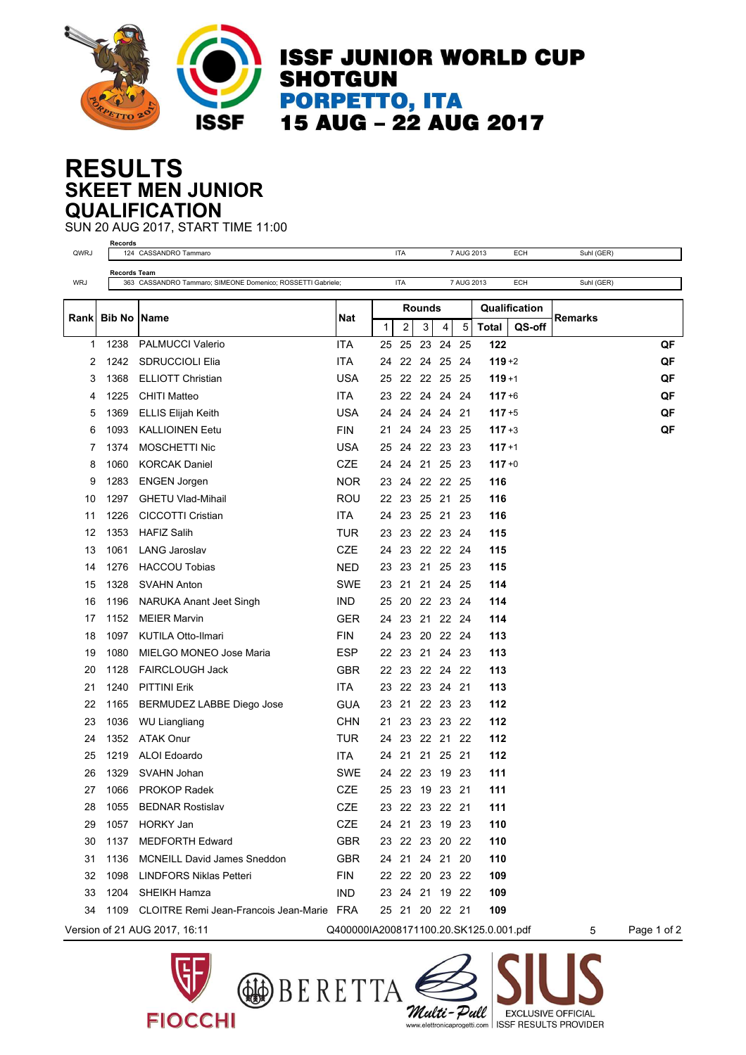# ISSF JUNIOR WORLD CUP SHOTGUN

## PORPETTO, ITA

## 15 AUG – 22 AUG 2017

# RESULTS

## SKEET MEN JUNIOR

## QUALIFICATION

SUN 20 AUG 2017, START TIME 11:00

| | Records | | | | |
|---|---|---|---|---|---|
| QWRJ | 124 CASSANDRO Tammaro | ITA | 7 AUG 2013 | ECH | Suhl (GER) |

| | Records Team | | | | |
|---|---|---|---|---|---|
| WRJ | 363 CASSANDRO Tammaro; SIMEONE Domenico; ROSSETTI Gabriele; | ITA | 7 AUG 2013 | ECH | Suhl (GER) |

| Rank | Bib No | Name | Nat | Rounds | | | | | Qualification | | Remarks |
|---|---|---|---|---|---|---|---|---|---|---|---|
| | | | | 1 | 2 | 3 | 4 | 5 | Total | QS-off | |
| 1 | 1238 | PALMUCCI Valerio | ITA | 25 | 25 | 23 | 24 | 25 | 122 | | QF |
| 2 | 1242 | SDRUCCIOLI Elia | ITA | 24 | 22 | 24 | 25 | 24 | 119 | +2 | QF |
| 3 | 1368 | ELLIOTT Christian | USA | 25 | 22 | 22 | 25 | 25 | 119 | +1 | QF |
| 4 | 1225 | CHITI Matteo | ITA | 23 | 22 | 24 | 24 | 24 | 117 | +6 | QF |
| 5 | 1369 | ELLIS Elijah Keith | USA | 24 | 24 | 24 | 24 | 21 | 117 | +5 | QF |
| 6 | 1093 | KALLIOINEN Eetu | FIN | 21 | 24 | 24 | 23 | 25 | 117 | +3 | QF |
| 7 | 1374 | MOSCHETTI Nic | USA | 25 | 24 | 22 | 23 | 23 | 117 | +1 | |
| 8 | 1060 | KORCAK Daniel | CZE | 24 | 24 | 21 | 25 | 23 | 117 | +0 | |
| 9 | 1283 | ENGEN Jorgen | NOR | 23 | 24 | 22 | 22 | 25 | 116 | | |
| 10 | 1297 | GHETU Vlad-Mihail | ROU | 22 | 23 | 25 | 21 | 25 | 116 | | |
| 11 | 1226 | CICCOTTI Cristian | ITA | 24 | 23 | 25 | 21 | 23 | 116 | | |
| 12 | 1353 | HAFIZ Salih | TUR | 23 | 23 | 22 | 23 | 24 | 115 | | |
| 13 | 1061 | LANG Jaroslav | CZE | 24 | 23 | 22 | 22 | 24 | 115 | | |
| 14 | 1276 | HACCOU Tobias | NED | 23 | 23 | 21 | 25 | 23 | 115 | | |
| 15 | 1328 | SVAHN Anton | SWE | 23 | 21 | 21 | 24 | 25 | 114 | | |
| 16 | 1196 | NARUKA Anant Jeet Singh | IND | 25 | 20 | 22 | 23 | 24 | 114 | | |
| 17 | 1152 | MEIER Marvin | GER | 24 | 23 | 21 | 22 | 24 | 114 | | |
| 18 | 1097 | KUTILA Otto-Ilmari | FIN | 24 | 23 | 20 | 22 | 24 | 113 | | |
| 19 | 1080 | MIELGO MONEO Jose Maria | ESP | 22 | 23 | 21 | 24 | 23 | 113 | | |
| 20 | 1128 | FAIRCLOUGH Jack | GBR | 22 | 23 | 22 | 24 | 22 | 113 | | |
| 21 | 1240 | PITTINI Erik | ITA | 23 | 22 | 23 | 24 | 21 | 113 | | |
| 22 | 1165 | BERMUDEZ LABBE Diego Jose | GUA | 23 | 21 | 22 | 23 | 23 | 112 | | |
| 23 | 1036 | WU Liangliang | CHN | 21 | 23 | 23 | 23 | 22 | 112 | | |
| 24 | 1352 | ATAK Onur | TUR | 24 | 23 | 22 | 21 | 22 | 112 | | |
| 25 | 1219 | ALOI Edoardo | ITA | 24 | 21 | 21 | 25 | 21 | 112 | | |
| 26 | 1329 | SVAHN Johan | SWE | 24 | 22 | 23 | 19 | 23 | 111 | | |
| 27 | 1066 | PROKOP Radek | CZE | 25 | 23 | 19 | 23 | 21 | 111 | | |
| 28 | 1055 | BEDNAR Rostislav | CZE | 23 | 22 | 23 | 22 | 21 | 111 | | |
| 29 | 1057 | HORKY Jan | CZE | 24 | 21 | 23 | 19 | 23 | 110 | | |
| 30 | 1137 | MEDFORTH Edward | GBR | 23 | 22 | 23 | 20 | 22 | 110 | | |
| 31 | 1136 | MCNEILL David James Sneddon | GBR | 24 | 21 | 24 | 21 | 20 | 110 | | |
| 32 | 1098 | LINDFORS Niklas Petteri | FIN | 22 | 22 | 20 | 23 | 22 | 109 | | |
| 33 | 1204 | SHEIKH Hamza | IND | 23 | 24 | 21 | 19 | 22 | 109 | | |
| 34 | 1109 | CLOITRE Remi Jean-Francois Jean-Marie | FRA | 25 | 21 | 20 | 22 | 21 | 109 | | |

Version of 21 AUG 2017, 16:11 Q400000IA2008171100.20.SK125.0.001.pdf 5

FIOCCHI BERETTA Multi-Pull www.elettronicaprogetti.com SIUS EXCLUSIVE OFFICIAL ISSF RESULTS PROVIDER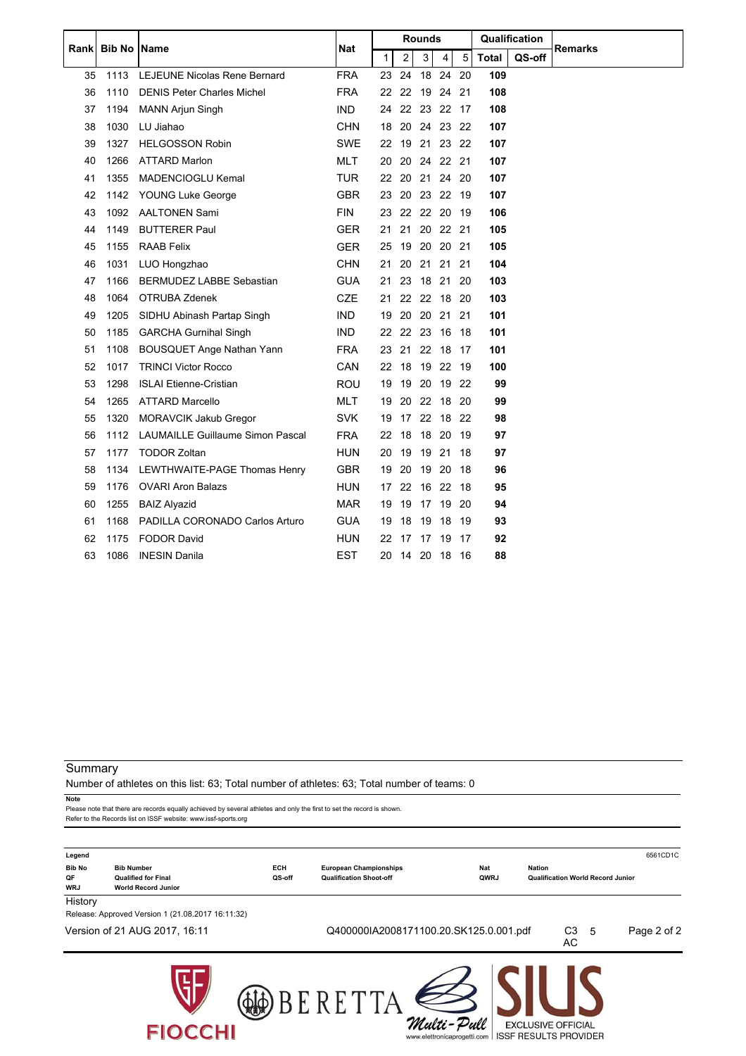| Rank | Bib No | Name | Nat | Rounds | | | | | Qualification | | Remarks |
|---|---|---|---|---|---|---|---|---|---|---|---|
| | | | | 1 | 2 | 3 | 4 | 5 | Total | QS-off | |
| 35 | 1113 | LEJEUNE Nicolas Rene Bernard | FRA | 23 | 24 | 18 | 24 | 20 | **109** | | |
| 36 | 1110 | DENIS Peter Charles Michel | FRA | 22 | 22 | 19 | 24 | 21 | **108** | | |
| 37 | 1194 | MANN Arjun Singh | IND | 24 | 22 | 23 | 22 | 17 | **108** | | |
| 38 | 1030 | LU Jiahao | CHN | 18 | 20 | 24 | 23 | 22 | **107** | | |
| 39 | 1327 | HELGOSSON Robin | SWE | 22 | 19 | 21 | 23 | 22 | **107** | | |
| 40 | 1266 | ATTARD Marlon | MLT | 20 | 20 | 24 | 22 | 21 | **107** | | |
| 41 | 1355 | MADENCIOGLU Kemal | TUR | 22 | 20 | 21 | 24 | 20 | **107** | | |
| 42 | 1142 | YOUNG Luke George | GBR | 23 | 20 | 23 | 22 | 19 | **107** | | |
| 43 | 1092 | AALTONEN Sami | FIN | 23 | 22 | 22 | 20 | 19 | **106** | | |
| 44 | 1149 | BUTTERER Paul | GER | 21 | 21 | 20 | 22 | 21 | **105** | | |
| 45 | 1155 | RAAB Felix | GER | 25 | 19 | 20 | 20 | 21 | **105** | | |
| 46 | 1031 | LUO Hongzhao | CHN | 21 | 20 | 21 | 21 | 21 | **104** | | |
| 47 | 1166 | BERMUDEZ LABBE Sebastian | GUA | 21 | 23 | 18 | 21 | 20 | **103** | | |
| 48 | 1064 | OTRUBA Zdenek | CZE | 21 | 22 | 22 | 18 | 20 | **103** | | |
| 49 | 1205 | SIDHU Abinash Partap Singh | IND | 19 | 20 | 20 | 21 | 21 | **101** | | |
| 50 | 1185 | GARCHA Gurnihal Singh | IND | 22 | 22 | 23 | 16 | 18 | **101** | | |
| 51 | 1108 | BOUSQUET Ange Nathan Yann | FRA | 23 | 21 | 22 | 18 | 17 | **101** | | |
| 52 | 1017 | TRINCI Victor Rocco | CAN | 22 | 18 | 19 | 22 | 19 | **100** | | |
| 53 | 1298 | ISLAI Etienne-Cristian | ROU | 19 | 19 | 20 | 19 | 22 | **99** | | |
| 54 | 1265 | ATTARD Marcello | MLT | 19 | 20 | 22 | 18 | 20 | **99** | | |
| 55 | 1320 | MORAVCIK Jakub Gregor | SVK | 19 | 17 | 22 | 18 | 22 | **98** | | |
| 56 | 1112 | LAUMAILLE Guillaume Simon Pascal | FRA | 22 | 18 | 18 | 20 | 19 | **97** | | |
| 57 | 1177 | TODOR Zoltan | HUN | 20 | 19 | 19 | 21 | 18 | **97** | | |
| 58 | 1134 | LEWTHWAITE-PAGE Thomas Henry | GBR | 19 | 20 | 19 | 20 | 18 | **96** | | |
| 59 | 1176 | OVARI Aron Balazs | HUN | 17 | 22 | 16 | 22 | 18 | **95** | | |
| 60 | 1255 | BAIZ Alyazid | MAR | 19 | 19 | 17 | 19 | 20 | **94** | | |
| 61 | 1168 | PADILLA CORONADO Carlos Arturo | GUA | 19 | 18 | 19 | 18 | 19 | **93** | | |
| 62 | 1175 | FODOR David | HUN | 22 | 17 | 17 | 19 | 17 | **92** | | |
| 63 | 1086 | INESIN Danila | EST | 20 | 14 | 20 | 18 | 16 | **88** | | |

## Summary

Number of athletes on this list: 63; Total number of athletes: 63; Total number of teams: 0

**Note**

Please note that there are records equally achieved by several athletes and only the first to set the record is shown.
Refer to the Records list on ISSF website: www.issf-sports.org

**Legend** 6561CD1C

| | | | | | |
|---|---|---|---|---|---|
| **Bib No** | **Bib Number** | **ECH** | **European Championships** | **Nat** | **Nation** |
| **QF** | **Qualified for Final** | **QS-off** | **Qualification Shoot-off** | **QWRJ** | **Qualification World Record Junior** |
| **WRJ** | **World Record Junior** | | | | |

History

Release: Approved Version 1 (21.08.2017 16:11:32)

Version of 21 AUG 2017, 16:11 Q400000IA2008171100.20.SK125.0.001.pdf C3 AC 5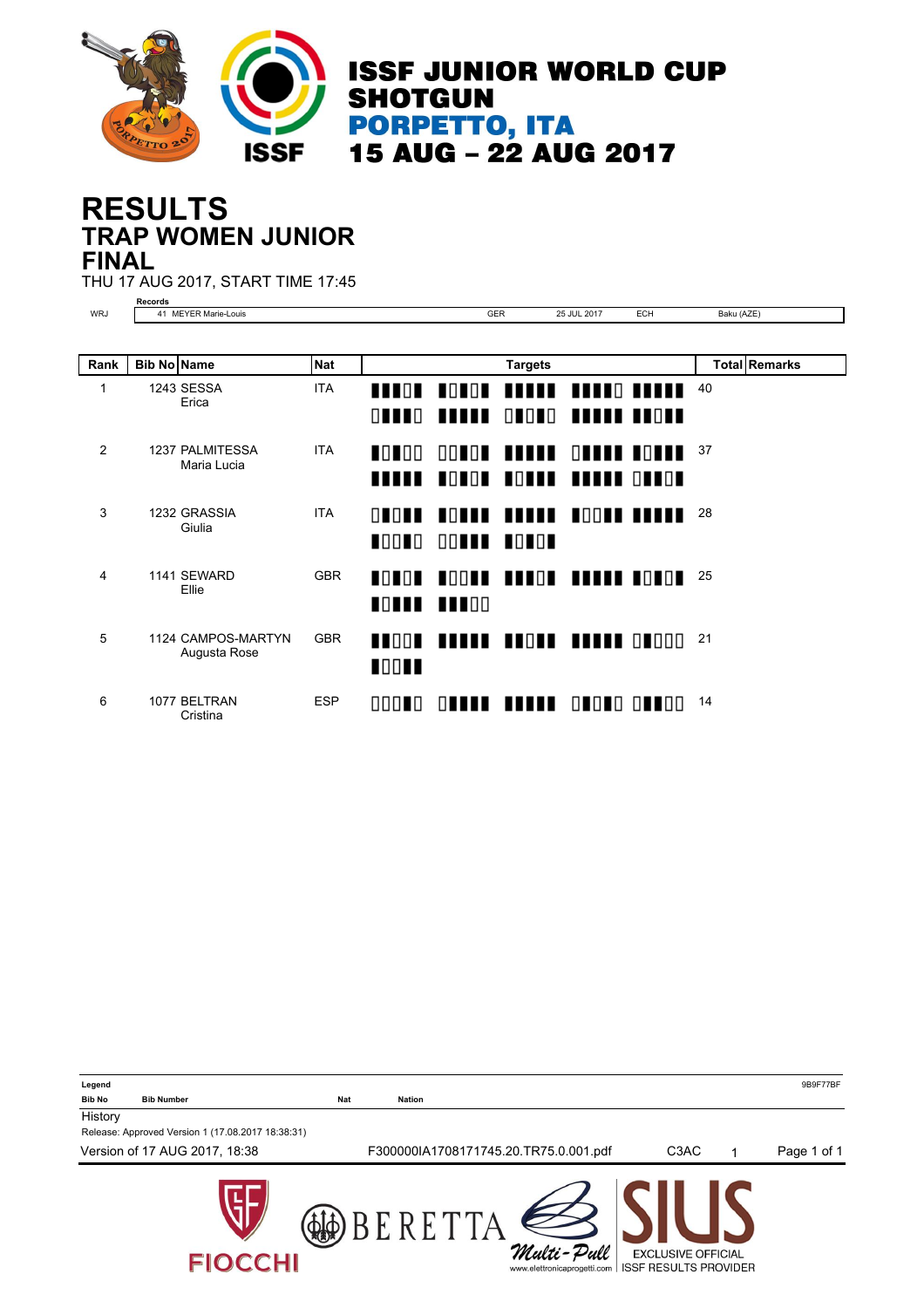# ISSF JUNIOR WORLD CUP SHOTGUN

## PORPETTO, ITA

## 15 AUG – 22 AUG 2017

# RESULTS

## TRAP WOMEN JUNIOR

## FINAL

THU 17 AUG 2017, START TIME 17:45

**Records**

| | | | | | |
|---|---|---|---|---|---|
| WRJ | 41 MEYER Marie-Louis | GER | 25 JUL 2017 | ECH | Baku (AZE) |

| Rank | Bib No | Name | Nat | Targets | Total | Remarks |
|---|---|---|---|---|---|---|
| 1 | 1243 | SESSA Erica | ITA | | 40 | |
| 2 | 1237 | PALMITESSA Maria Lucia | ITA | | 37 | |
| 3 | 1232 | GRASSIA Giulia | ITA | | 28 | |
| 4 | 1141 | SEWARD Ellie | GBR | | 25 | |
| 5 | 1124 | CAMPOS-MARTYN Augusta Rose | GBR | | 21 | |
| 6 | 1077 | BELTRAN Cristina | ESP | | 14 | |

**Legend**

| | | | |
|---|---|---|---|
| Bib No | Bib Number | Nat | Nation |

History

Release: Approved Version 1 (17.08.2017 18:38:31)

Version of 17 AUG 2017, 18:38 F300000IA1708171745.20.TR75.0.001.pdf C3AC 1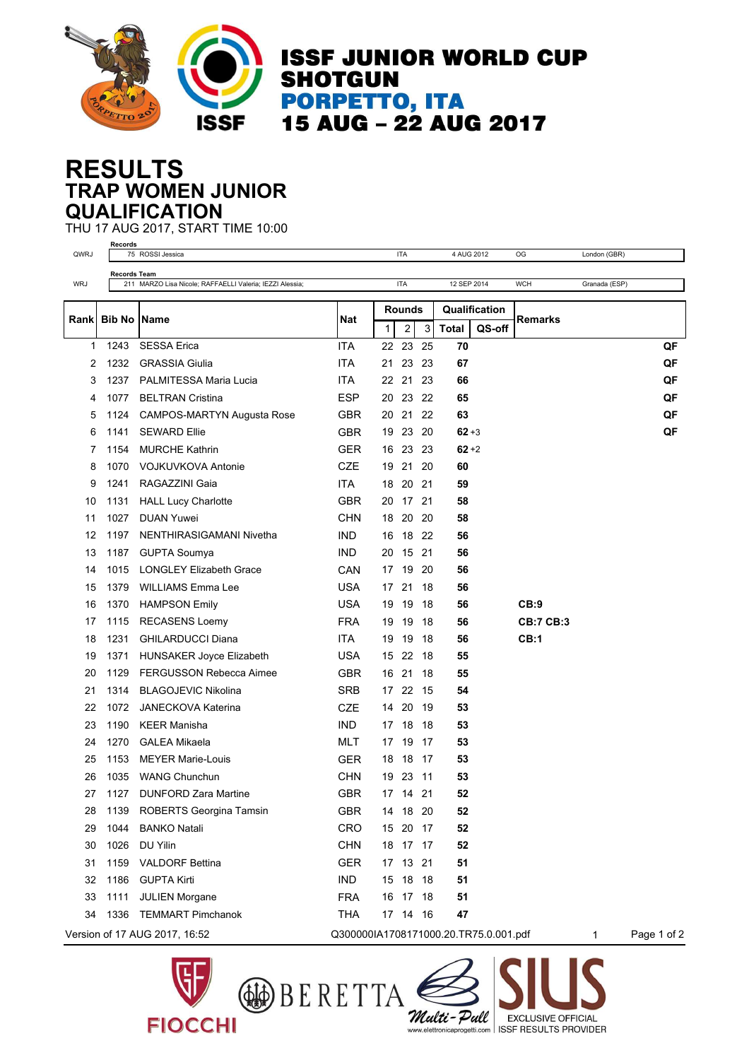# ISSF JUNIOR WORLD CUP SHOTGUN

## PORPETTO, ITA

## 15 AUG – 22 AUG 2017

# RESULTS

## TRAP WOMEN JUNIOR

## QUALIFICATION

THU 17 AUG 2017, START TIME 10:00

| | Records | | | | |
|---|---|---|---|---|---|
| QWRJ | 75 ROSSI Jessica | ITA | 4 AUG 2012 | OG | London (GBR) |
| | **Records Team** | | | | |
| WRJ | 211 MARZO Lisa Nicole; RAFFAELLI Valeria; IEZZI Alessia; | ITA | 12 SEP 2014 | WCH | Granada (ESP) |

| Rank | Bib No | Name | Nat | Rounds | | | Qualification | | Remarks | |
|---|---|---|---|---|---|---|---|---|---|---|
| | | | | 1 | 2 | 3 | Total | QS-off | | |
| 1 | 1243 | SESSA Erica | ITA | 22 | 23 | 25 | **70** | | | **QF** |
| 2 | 1232 | GRASSIA Giulia | ITA | 21 | 23 | 23 | **67** | | | **QF** |
| 3 | 1237 | PALMITESSA Maria Lucia | ITA | 22 | 21 | 23 | **66** | | | **QF** |
| 4 | 1077 | BELTRAN Cristina | ESP | 20 | 23 | 22 | **65** | | | **QF** |
| 5 | 1124 | CAMPOS-MARTYN Augusta Rose | GBR | 20 | 21 | 22 | **63** | | | **QF** |
| 6 | 1141 | SEWARD Ellie | GBR | 19 | 23 | 20 | **62** | +3 | | **QF** |
| 7 | 1154 | MURCHE Kathrin | GER | 16 | 23 | 23 | **62** | +2 | | |
| 8 | 1070 | VOJKUVKOVA Antonie | CZE | 19 | 21 | 20 | **60** | | | |
| 9 | 1241 | RAGAZZINI Gaia | ITA | 18 | 20 | 21 | **59** | | | |
| 10 | 1131 | HALL Lucy Charlotte | GBR | 20 | 17 | 21 | **58** | | | |
| 11 | 1027 | DUAN Yuwei | CHN | 18 | 20 | 20 | **58** | | | |
| 12 | 1197 | NENTHIRASIGAMANI Nivetha | IND | 16 | 18 | 22 | **56** | | | |
| 13 | 1187 | GUPTA Soumya | IND | 20 | 15 | 21 | **56** | | | |
| 14 | 1015 | LONGLEY Elizabeth Grace | CAN | 17 | 19 | 20 | **56** | | | |
| 15 | 1379 | WILLIAMS Emma Lee | USA | 17 | 21 | 18 | **56** | | | |
| 16 | 1370 | HAMPSON Emily | USA | 19 | 19 | 18 | **56** | | **CB:9** | |
| 17 | 1115 | RECASENS Loemy | FRA | 19 | 19 | 18 | **56** | | **CB:7 CB:3** | |
| 18 | 1231 | GHILARDUCCI Diana | ITA | 19 | 19 | 18 | **56** | | **CB:1** | |
| 19 | 1371 | HUNSAKER Joyce Elizabeth | USA | 15 | 22 | 18 | **55** | | | |
| 20 | 1129 | FERGUSSON Rebecca Aimee | GBR | 16 | 21 | 18 | **55** | | | |
| 21 | 1314 | BLAGOJEVIC Nikolina | SRB | 17 | 22 | 15 | **54** | | | |
| 22 | 1072 | JANECKOVA Katerina | CZE | 14 | 20 | 19 | **53** | | | |
| 23 | 1190 | KEER Manisha | IND | 17 | 18 | 18 | **53** | | | |
| 24 | 1270 | GALEA Mikaela | MLT | 17 | 19 | 17 | **53** | | | |
| 25 | 1153 | MEYER Marie-Louis | GER | 18 | 18 | 17 | **53** | | | |
| 26 | 1035 | WANG Chunchun | CHN | 19 | 23 | 11 | **53** | | | |
| 27 | 1127 | DUNFORD Zara Martine | GBR | 17 | 14 | 21 | **52** | | | |
| 28 | 1139 | ROBERTS Georgina Tamsin | GBR | 14 | 18 | 20 | **52** | | | |
| 29 | 1044 | BANKO Natali | CRO | 15 | 20 | 17 | **52** | | | |
| 30 | 1026 | DU Yilin | CHN | 18 | 17 | 17 | **52** | | | |
| 31 | 1159 | VALDORF Bettina | GER | 17 | 13 | 21 | **51** | | | |
| 32 | 1186 | GUPTA Kirti | IND | 15 | 18 | 18 | **51** | | | |
| 33 | 1111 | JULIEN Morgane | FRA | 16 | 17 | 18 | **51** | | | |
| 34 | 1336 | TEMMART Pimchanok | THA | 17 | 14 | 16 | **47** | | | |

Version of 17 AUG 2017, 16:52 — Q300000IA1708171000.20.TR75.0.001.pdf

FIOCCHI — BERETTA — Multi-Pull (www.elettronicaprogetti.com) — SIUS EXCLUSIVE OFFICIAL ISSF RESULTS PROVIDER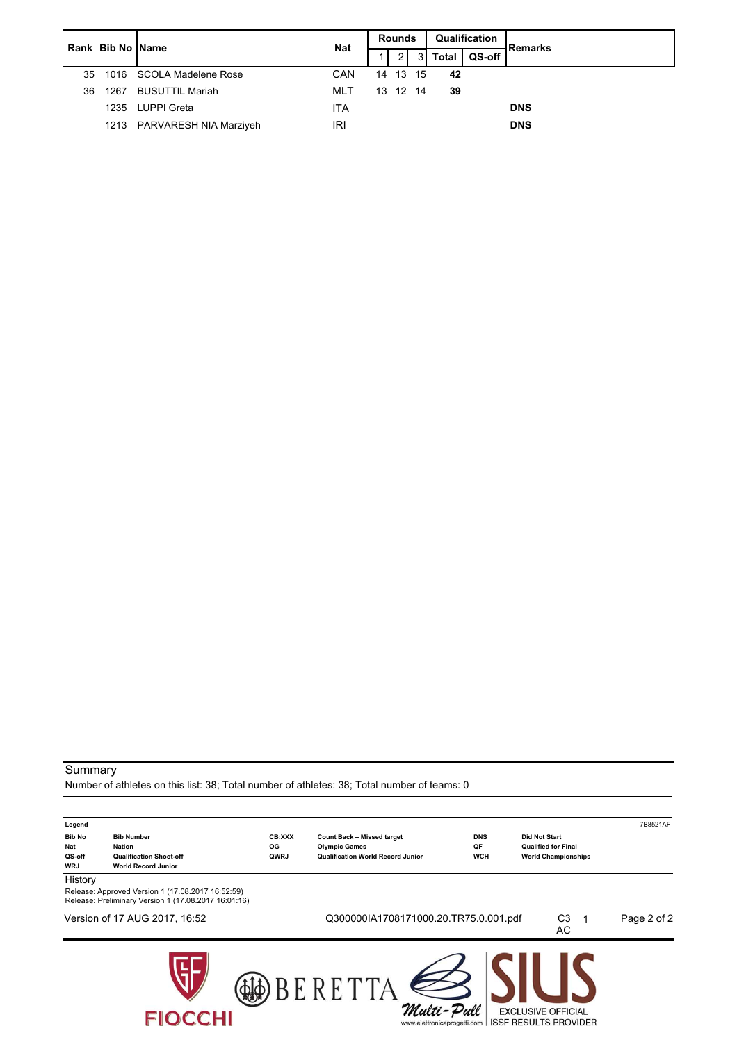| Rank | Bib No | Name | Nat | Rounds | | | Qualification | | Remarks |
|---|---|---|---|---|---|---|---|---|---|
| | | | | 1 | 2 | 3 | Total | QS-off | |
| 35 | 1016 | SCOLA Madelene Rose | CAN | 14 | 13 | 15 | **42** | | |
| 36 | 1267 | BUSUTTIL Mariah | MLT | 13 | 12 | 14 | **39** | | |
| | 1235 | LUPPI Greta | ITA | | | | | | **DNS** |
| | 1213 | PARVARESH NIA Marziyeh | IRI | | | | | | **DNS** |

Summary

Number of athletes on this list: 38; Total number of athletes: 38; Total number of teams: 0

**Legend**

| | | | | | |
|---|---|---|---|---|---|
| **Bib No** | **Bib Number** | **CB:XXX** | **Count Back – Missed target** | **DNS** | **Did Not Start** |
| **Nat** | **Nation** | **OG** | **Olympic Games** | **QF** | **Qualified for Final** |
| **QS-off** | **Qualification Shoot-off** | **QWRJ** | **Qualification World Record Junior** | **WCH** | **World Championships** |
| **WRJ** | **World Record Junior** | | | | |

History

Release: Approved Version 1 (17.08.2017 16:52:59)
Release: Preliminary Version 1 (17.08.2017 16:01:16)

Version of 17 AUG 2017, 16:52 Q300000IA1708171000.20.TR75.0.001.pdf C3 AC 1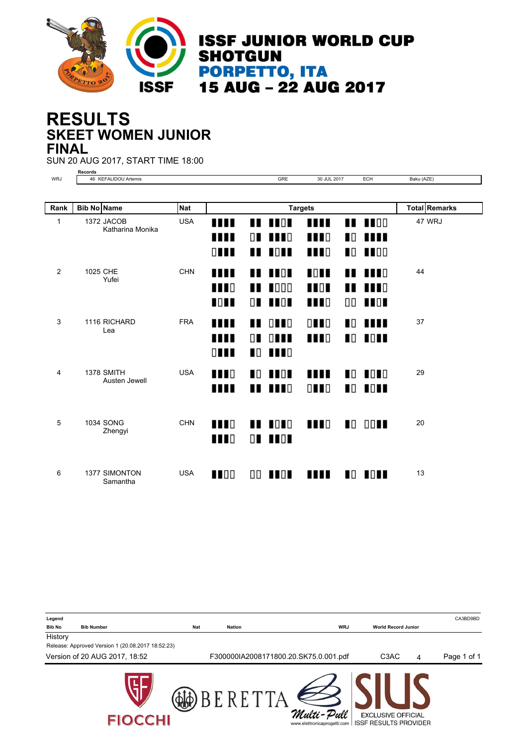# ISSF JUNIOR WORLD CUP SHOTGUN
## PORPETTO, ITA
## 15 AUG – 22 AUG 2017

# RESULTS
## SKEET WOMEN JUNIOR
## FINAL

SUN 20 AUG 2017, START TIME 18:00

**Records**

| | | | | | |
|---|---|---|---|---|---|
| WRJ | 46 KEFALIDOU Artemis | GRE | 30 JUL 2017 | ECH | Baku (AZE) |

| Rank | Bib No | Name | Nat | Targets | Total | Remarks |
|---|---|---|---|---|---|---|
| 1 | 1372 | JACOB Katharina Monika | USA | | 47 | WRJ |
| 2 | 1025 | CHE Yufei | CHN | | 44 | |
| 3 | 1116 | RICHARD Lea | FRA | | 37 | |
| 4 | 1378 | SMITH Austen Jewell | USA | | 29 | |
| 5 | 1034 | SONG Zhengyi | CHN | | 20 | |
| 6 | 1377 | SIMONTON Samantha | USA | | 13 | |

**Legend**

| | | | | | |
|---|---|---|---|---|---|
| Bib No | Bib Number | Nat | Nation | WRJ | World Record Junior |

History

Release: Approved Version 1 (20.08.2017 18:52:23)

Version of 20 AUG 2017, 18:52 — F300000IA2008171800.20.SK75.0.001.pdf — C3AC 4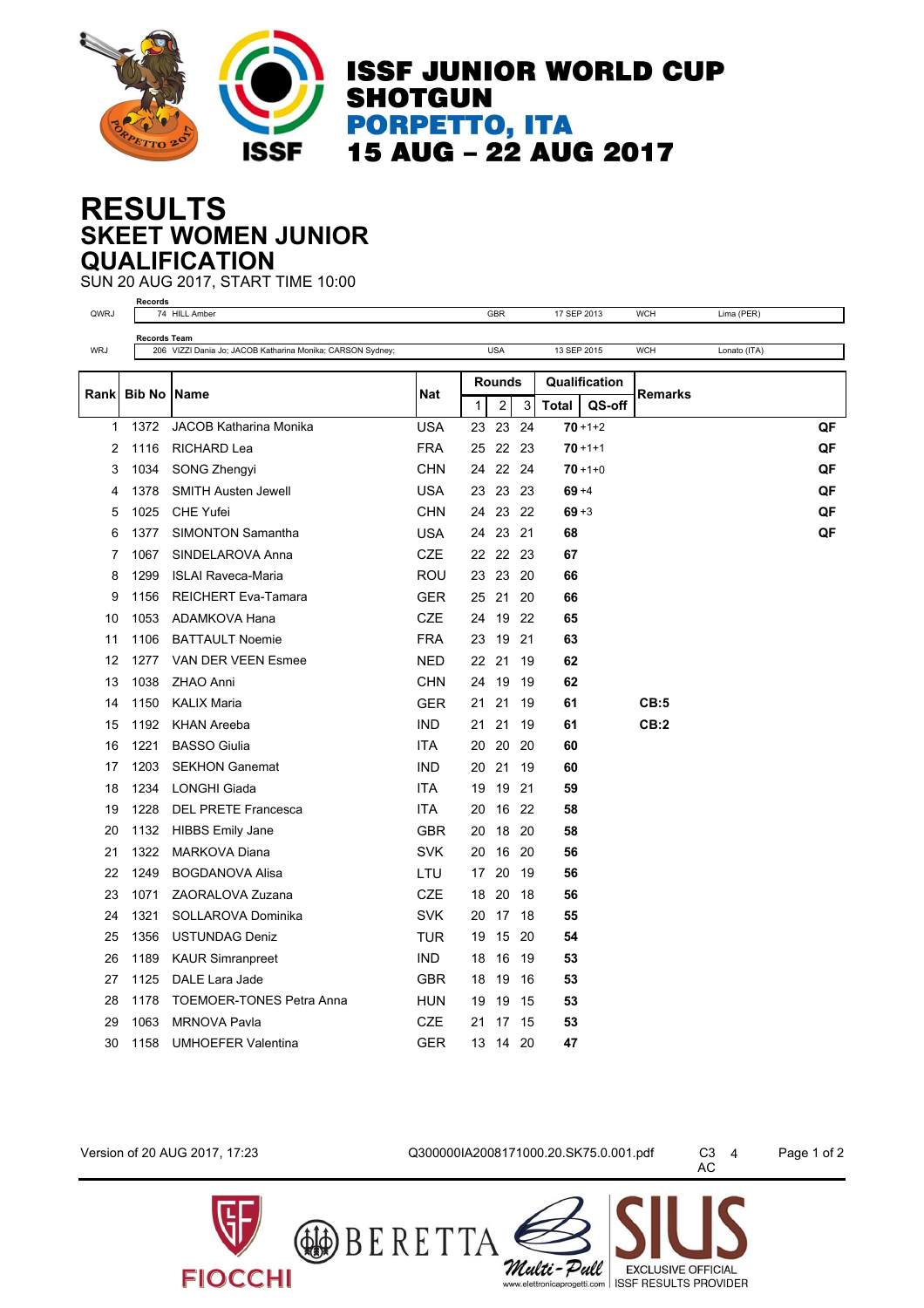# ISSF JUNIOR WORLD CUP SHOTGUN
## PORPETTO, ITA
## 15 AUG – 22 AUG 2017

# RESULTS
## SKEET WOMEN JUNIOR
## QUALIFICATION

SUN 20 AUG 2017, START TIME 10:00

| | Records | | | | |
|---|---|---|---|---|---|
| QWRJ | 74 HILL Amber | GBR | 17 SEP 2013 | WCH | Lima (PER) |
| | **Records Team** | | | | |
| WRJ | 206 VIZZI Dania Jo; JACOB Katharina Monika; CARSON Sydney; | USA | 13 SEP 2015 | WCH | Lonato (ITA) |

| Rank | Bib No | Name | Nat | Rounds | | | Qualification | | Remarks | |
|---|---|---|---|---|---|---|---|---|---|---|
| | | | | 1 | 2 | 3 | Total | QS-off | | |
| 1 | 1372 | JACOB Katharina Monika | USA | 23 | 23 | 24 | **70** | +1+2 | | **QF** |
| 2 | 1116 | RICHARD Lea | FRA | 25 | 22 | 23 | **70** | +1+1 | | **QF** |
| 3 | 1034 | SONG Zhengyi | CHN | 24 | 22 | 24 | **70** | +1+0 | | **QF** |
| 4 | 1378 | SMITH Austen Jewell | USA | 23 | 23 | 23 | **69** | +4 | | **QF** |
| 5 | 1025 | CHE Yufei | CHN | 24 | 23 | 22 | **69** | +3 | | **QF** |
| 6 | 1377 | SIMONTON Samantha | USA | 24 | 23 | 21 | **68** | | | **QF** |
| 7 | 1067 | SINDELAROVA Anna | CZE | 22 | 22 | 23 | **67** | | | |
| 8 | 1299 | ISLAI Raveca-Maria | ROU | 23 | 23 | 20 | **66** | | | |
| 9 | 1156 | REICHERT Eva-Tamara | GER | 25 | 21 | 20 | **66** | | | |
| 10 | 1053 | ADAMKOVA Hana | CZE | 24 | 19 | 22 | **65** | | | |
| 11 | 1106 | BATTAULT Noemie | FRA | 23 | 19 | 21 | **63** | | | |
| 12 | 1277 | VAN DER VEEN Esmee | NED | 22 | 21 | 19 | **62** | | | |
| 13 | 1038 | ZHAO Anni | CHN | 24 | 19 | 19 | **62** | | | |
| 14 | 1150 | KALIX Maria | GER | 21 | 21 | 19 | **61** | | **CB:5** | |
| 15 | 1192 | KHAN Areeba | IND | 21 | 21 | 19 | **61** | | **CB:2** | |
| 16 | 1221 | BASSO Giulia | ITA | 20 | 20 | 20 | **60** | | | |
| 17 | 1203 | SEKHON Ganemat | IND | 20 | 21 | 19 | **60** | | | |
| 18 | 1234 | LONGHI Giada | ITA | 19 | 19 | 21 | **59** | | | |
| 19 | 1228 | DEL PRETE Francesca | ITA | 20 | 16 | 22 | **58** | | | |
| 20 | 1132 | HIBBS Emily Jane | GBR | 20 | 18 | 20 | **58** | | | |
| 21 | 1322 | MARKOVA Diana | SVK | 20 | 16 | 20 | **56** | | | |
| 22 | 1249 | BOGDANOVA Alisa | LTU | 17 | 20 | 19 | **56** | | | |
| 23 | 1071 | ZAORALOVA Zuzana | CZE | 18 | 20 | 18 | **56** | | | |
| 24 | 1321 | SOLLAROVA Dominika | SVK | 20 | 17 | 18 | **55** | | | |
| 25 | 1356 | USTUNDAG Deniz | TUR | 19 | 15 | 20 | **54** | | | |
| 26 | 1189 | KAUR Simranpreet | IND | 18 | 16 | 19 | **53** | | | |
| 27 | 1125 | DALE Lara Jade | GBR | 18 | 19 | 16 | **53** | | | |
| 28 | 1178 | TOEMOER-TONES Petra Anna | HUN | 19 | 19 | 15 | **53** | | | |
| 29 | 1063 | MRNOVA Pavla | CZE | 21 | 17 | 15 | **53** | | | |
| 30 | 1158 | UMHOEFER Valentina | GER | 13 | 14 | 20 | **47** | | | |

Version of 20 AUG 2017, 17:23 — Q300000IA2008171000.20.SK75.0.001.pdf — C3 AC 4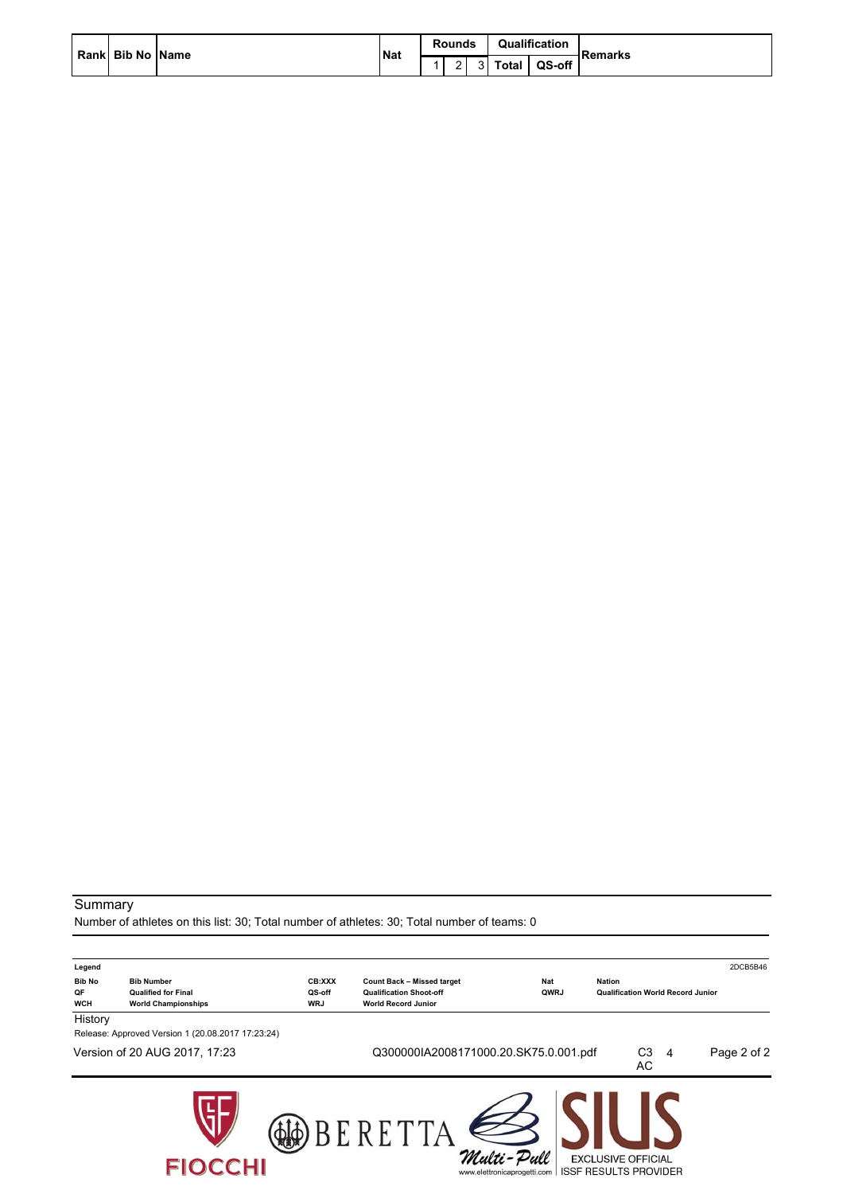| Rank | Bib No | Name | Nat | Rounds | | | Qualification | | Remarks |
|---|---|---|---|---|---|---|---|---|---|
| | | | | 1 | 2 | 3 | Total | QS-off | |

## Summary

Number of athletes on this list: 30; Total number of athletes: 30; Total number of teams: 0

**Legend** 2DCB5B46

| | | | | | |
|---|---|---|---|---|---|
| **Bib No** | **Bib Number** | **CB:XXX** | **Count Back – Missed target** | **Nat** | **Nation** |
| **QF** | **Qualified for Final** | **QS-off** | **Qualification Shoot-off** | **QWRJ** | **Qualification World Record Junior** |
| **WCH** | **World Championships** | **WRJ** | **World Record Junior** | | |

History

Release: Approved Version 1 (20.08.2017 17:23:24)

Version of 20 AUG 2017, 17:23 Q300000IA2008171000.20.SK75.0.001.pdf C3 AC 4

FIOCCHI BERETTA Multi-Pull www.elettronicaprogetti.com SIUS EXCLUSIVE OFFICIAL ISSF RESULTS PROVIDER